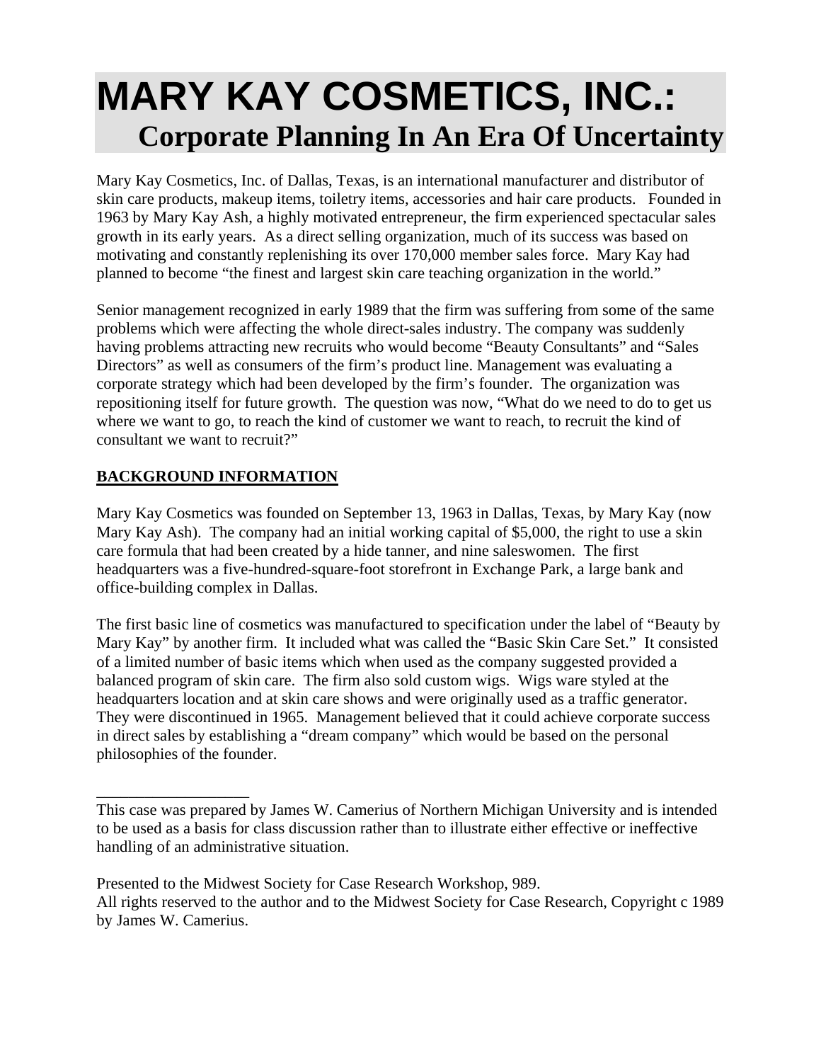# MARY KAY COSMETICS, INC.:
## Corporate Planning In An Era Of Uncertainty

Mary Kay Cosmetics, Inc. of Dallas, Texas, is an international manufacturer and distributor of skin care products, makeup items, toiletry items, accessories and hair care products. Founded in 1963 by Mary Kay Ash, a highly motivated entrepreneur, the firm experienced spectacular sales growth in its early years. As a direct selling organization, much of its success was based on motivating and constantly replenishing its over 170,000 member sales force. Mary Kay had planned to become "the finest and largest skin care teaching organization in the world."

Senior management recognized in early 1989 that the firm was suffering from some of the same problems which were affecting the whole direct-sales industry. The company was suddenly having problems attracting new recruits who would become "Beauty Consultants" and "Sales Directors" as well as consumers of the firm's product line. Management was evaluating a corporate strategy which had been developed by the firm's founder. The organization was repositioning itself for future growth. The question was now, "What do we need to do to get us where we want to go, to reach the kind of customer we want to reach, to recruit the kind of consultant we want to recruit?"

**BACKGROUND INFORMATION**

Mary Kay Cosmetics was founded on September 13, 1963 in Dallas, Texas, by Mary Kay (now Mary Kay Ash). The company had an initial working capital of $5,000, the right to use a skin care formula that had been created by a hide tanner, and nine saleswomen. The first headquarters was a five-hundred-square-foot storefront in Exchange Park, a large bank and office-building complex in Dallas.

The first basic line of cosmetics was manufactured to specification under the label of "Beauty by Mary Kay" by another firm. It included what was called the "Basic Skin Care Set." It consisted of a limited number of basic items which when used as the company suggested provided a balanced program of skin care. The firm also sold custom wigs. Wigs ware styled at the headquarters location and at skin care shows and were originally used as a traffic generator. They were discontinued in 1965. Management believed that it could achieve corporate success in direct sales by establishing a "dream company" which would be based on the personal philosophies of the founder.

___________________

This case was prepared by James W. Camerius of Northern Michigan University and is intended to be used as a basis for class discussion rather than to illustrate either effective or ineffective handling of an administrative situation.

Presented to the Midwest Society for Case Research Workshop, 989.
All rights reserved to the author and to the Midwest Society for Case Research, Copyright c 1989 by James W. Camerius.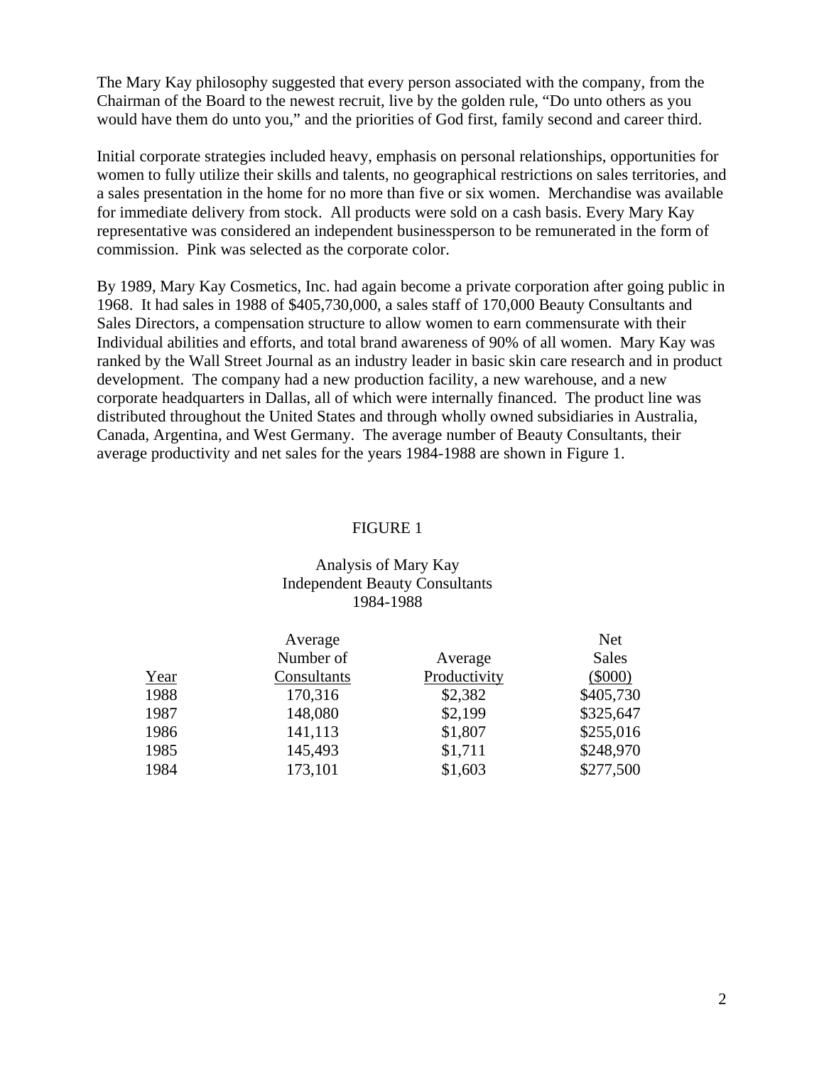The Mary Kay philosophy suggested that every person associated with the company, from the Chairman of the Board to the newest recruit, live by the golden rule, "Do unto others as you would have them do unto you," and the priorities of God first, family second and career third.

Initial corporate strategies included heavy, emphasis on personal relationships, opportunities for women to fully utilize their skills and talents, no geographical restrictions on sales territories, and a sales presentation in the home for no more than five or six women. Merchandise was available for immediate delivery from stock. All products were sold on a cash basis. Every Mary Kay representative was considered an independent businessperson to be remunerated in the form of commission. Pink was selected as the corporate color.

By 1989, Mary Kay Cosmetics, Inc. had again become a private corporation after going public in 1968. It had sales in 1988 of $405,730,000, a sales staff of 170,000 Beauty Consultants and Sales Directors, a compensation structure to allow women to earn commensurate with their Individual abilities and efforts, and total brand awareness of 90% of all women. Mary Kay was ranked by the Wall Street Journal as an industry leader in basic skin care research and in product development. The company had a new production facility, a new warehouse, and a new corporate headquarters in Dallas, all of which were internally financed. The product line was distributed throughout the United States and through wholly owned subsidiaries in Australia, Canada, Argentina, and West Germany. The average number of Beauty Consultants, their average productivity and net sales for the years 1984-1988 are shown in Figure 1.

FIGURE 1

Analysis of Mary Kay
Independent Beauty Consultants
1984-1988

| Year | Average Number of Consultants | Average Productivity | Net Sales ($000) |
|---|---|---|---|
| 1988 | 170,316 | $2,382 | $405,730 |
| 1987 | 148,080 | $2,199 | $325,647 |
| 1986 | 141,113 | $1,807 | $255,016 |
| 1985 | 145,493 | $1,711 | $248,970 |
| 1984 | 173,101 | $1,603 | $277,500 |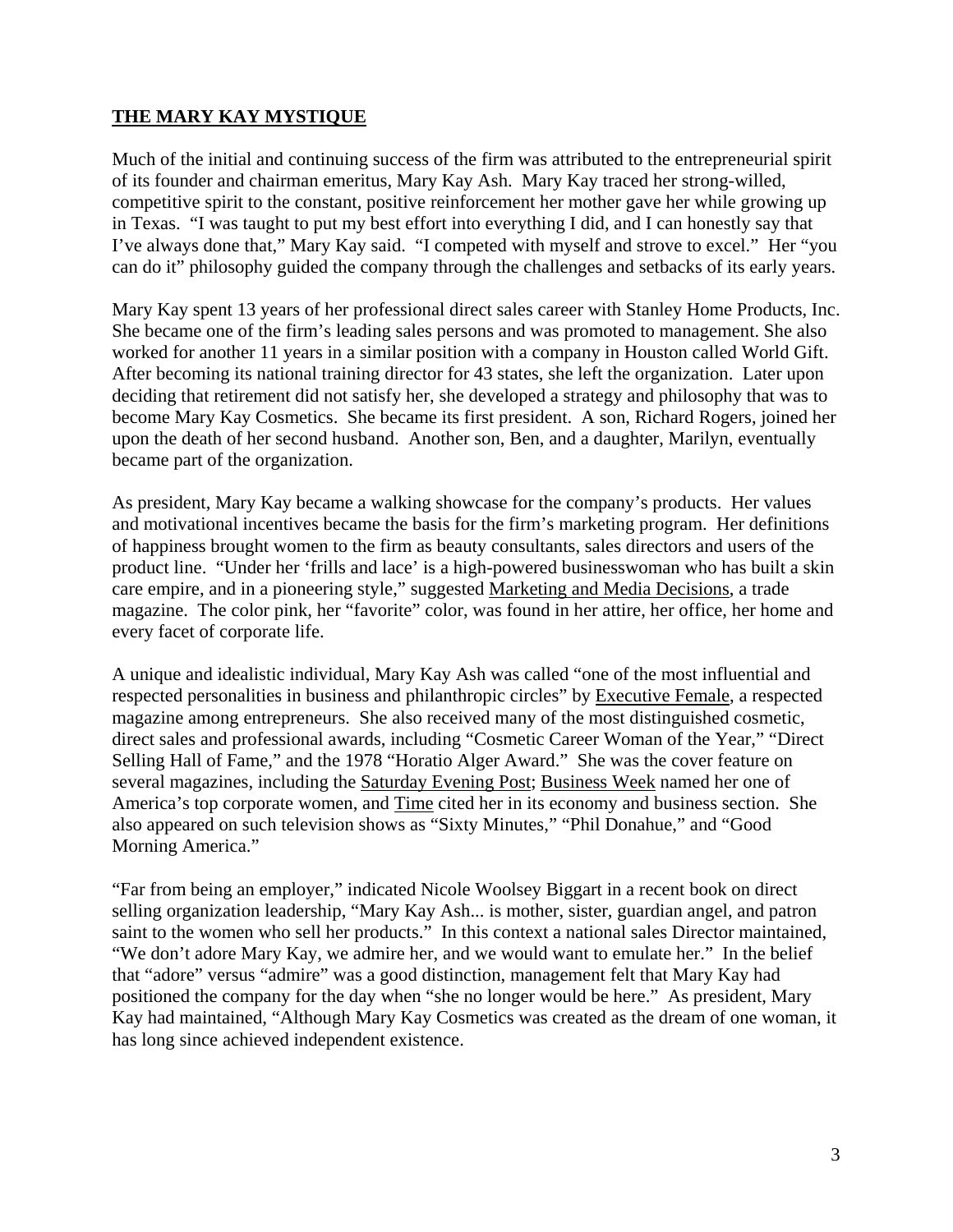## THE MARY KAY MYSTIQUE

Much of the initial and continuing success of the firm was attributed to the entrepreneurial spirit of its founder and chairman emeritus, Mary Kay Ash. Mary Kay traced her strong-willed, competitive spirit to the constant, positive reinforcement her mother gave her while growing up in Texas. "I was taught to put my best effort into everything I did, and I can honestly say that I've always done that," Mary Kay said. "I competed with myself and strove to excel." Her "you can do it" philosophy guided the company through the challenges and setbacks of its early years.

Mary Kay spent 13 years of her professional direct sales career with Stanley Home Products, Inc. She became one of the firm's leading sales persons and was promoted to management. She also worked for another 11 years in a similar position with a company in Houston called World Gift. After becoming its national training director for 43 states, she left the organization. Later upon deciding that retirement did not satisfy her, she developed a strategy and philosophy that was to become Mary Kay Cosmetics. She became its first president. A son, Richard Rogers, joined her upon the death of her second husband. Another son, Ben, and a daughter, Marilyn, eventually became part of the organization.

As president, Mary Kay became a walking showcase for the company's products. Her values and motivational incentives became the basis for the firm's marketing program. Her definitions of happiness brought women to the firm as beauty consultants, sales directors and users of the product line. "Under her 'frills and lace' is a high-powered businesswoman who has built a skin care empire, and in a pioneering style," suggested Marketing and Media Decisions, a trade magazine. The color pink, her "favorite" color, was found in her attire, her office, her home and every facet of corporate life.

A unique and idealistic individual, Mary Kay Ash was called "one of the most influential and respected personalities in business and philanthropic circles" by Executive Female, a respected magazine among entrepreneurs. She also received many of the most distinguished cosmetic, direct sales and professional awards, including "Cosmetic Career Woman of the Year," "Direct Selling Hall of Fame," and the 1978 "Horatio Alger Award." She was the cover feature on several magazines, including the Saturday Evening Post; Business Week named her one of America's top corporate women, and Time cited her in its economy and business section. She also appeared on such television shows as "Sixty Minutes," "Phil Donahue," and "Good Morning America."

"Far from being an employer," indicated Nicole Woolsey Biggart in a recent book on direct selling organization leadership, "Mary Kay Ash... is mother, sister, guardian angel, and patron saint to the women who sell her products." In this context a national sales Director maintained, "We don't adore Mary Kay, we admire her, and we would want to emulate her." In the belief that "adore" versus "admire" was a good distinction, management felt that Mary Kay had positioned the company for the day when "she no longer would be here." As president, Mary Kay had maintained, "Although Mary Kay Cosmetics was created as the dream of one woman, it has long since achieved independent existence.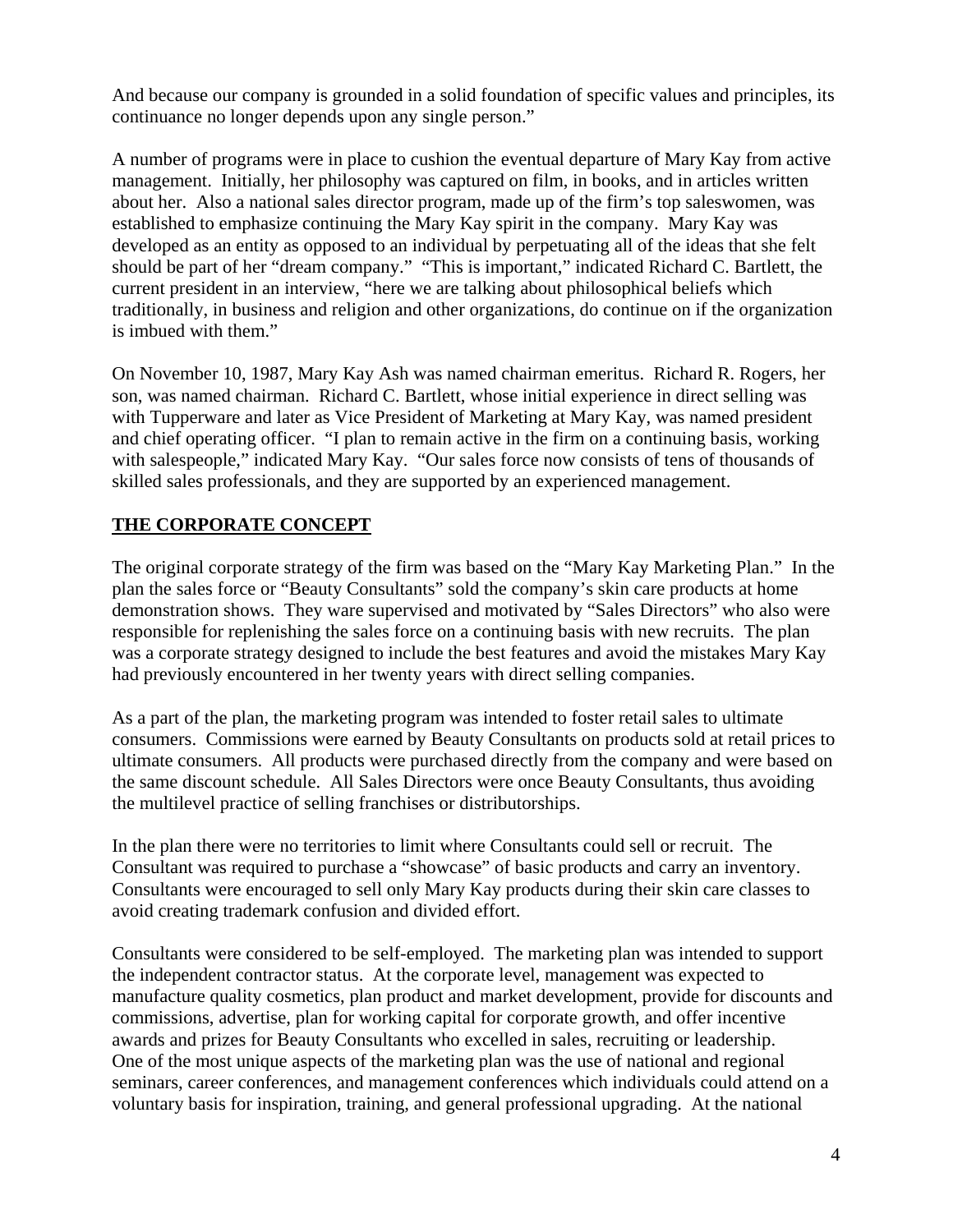And because our company is grounded in a solid foundation of specific values and principles, its continuance no longer depends upon any single person."

A number of programs were in place to cushion the eventual departure of Mary Kay from active management. Initially, her philosophy was captured on film, in books, and in articles written about her. Also a national sales director program, made up of the firm's top saleswomen, was established to emphasize continuing the Mary Kay spirit in the company. Mary Kay was developed as an entity as opposed to an individual by perpetuating all of the ideas that she felt should be part of her "dream company." "This is important," indicated Richard C. Bartlett, the current president in an interview, "here we are talking about philosophical beliefs which traditionally, in business and religion and other organizations, do continue on if the organization is imbued with them."

On November 10, 1987, Mary Kay Ash was named chairman emeritus. Richard R. Rogers, her son, was named chairman. Richard C. Bartlett, whose initial experience in direct selling was with Tupperware and later as Vice President of Marketing at Mary Kay, was named president and chief operating officer. "I plan to remain active in the firm on a continuing basis, working with salespeople," indicated Mary Kay. "Our sales force now consists of tens of thousands of skilled sales professionals, and they are supported by an experienced management.

## THE CORPORATE CONCEPT

The original corporate strategy of the firm was based on the "Mary Kay Marketing Plan." In the plan the sales force or "Beauty Consultants" sold the company's skin care products at home demonstration shows. They ware supervised and motivated by "Sales Directors" who also were responsible for replenishing the sales force on a continuing basis with new recruits. The plan was a corporate strategy designed to include the best features and avoid the mistakes Mary Kay had previously encountered in her twenty years with direct selling companies.

As a part of the plan, the marketing program was intended to foster retail sales to ultimate consumers. Commissions were earned by Beauty Consultants on products sold at retail prices to ultimate consumers. All products were purchased directly from the company and were based on the same discount schedule. All Sales Directors were once Beauty Consultants, thus avoiding the multilevel practice of selling franchises or distributorships.

In the plan there were no territories to limit where Consultants could sell or recruit. The Consultant was required to purchase a "showcase" of basic products and carry an inventory. Consultants were encouraged to sell only Mary Kay products during their skin care classes to avoid creating trademark confusion and divided effort.

Consultants were considered to be self-employed. The marketing plan was intended to support the independent contractor status. At the corporate level, management was expected to manufacture quality cosmetics, plan product and market development, provide for discounts and commissions, advertise, plan for working capital for corporate growth, and offer incentive awards and prizes for Beauty Consultants who excelled in sales, recruiting or leadership.
One of the most unique aspects of the marketing plan was the use of national and regional seminars, career conferences, and management conferences which individuals could attend on a voluntary basis for inspiration, training, and general professional upgrading. At the national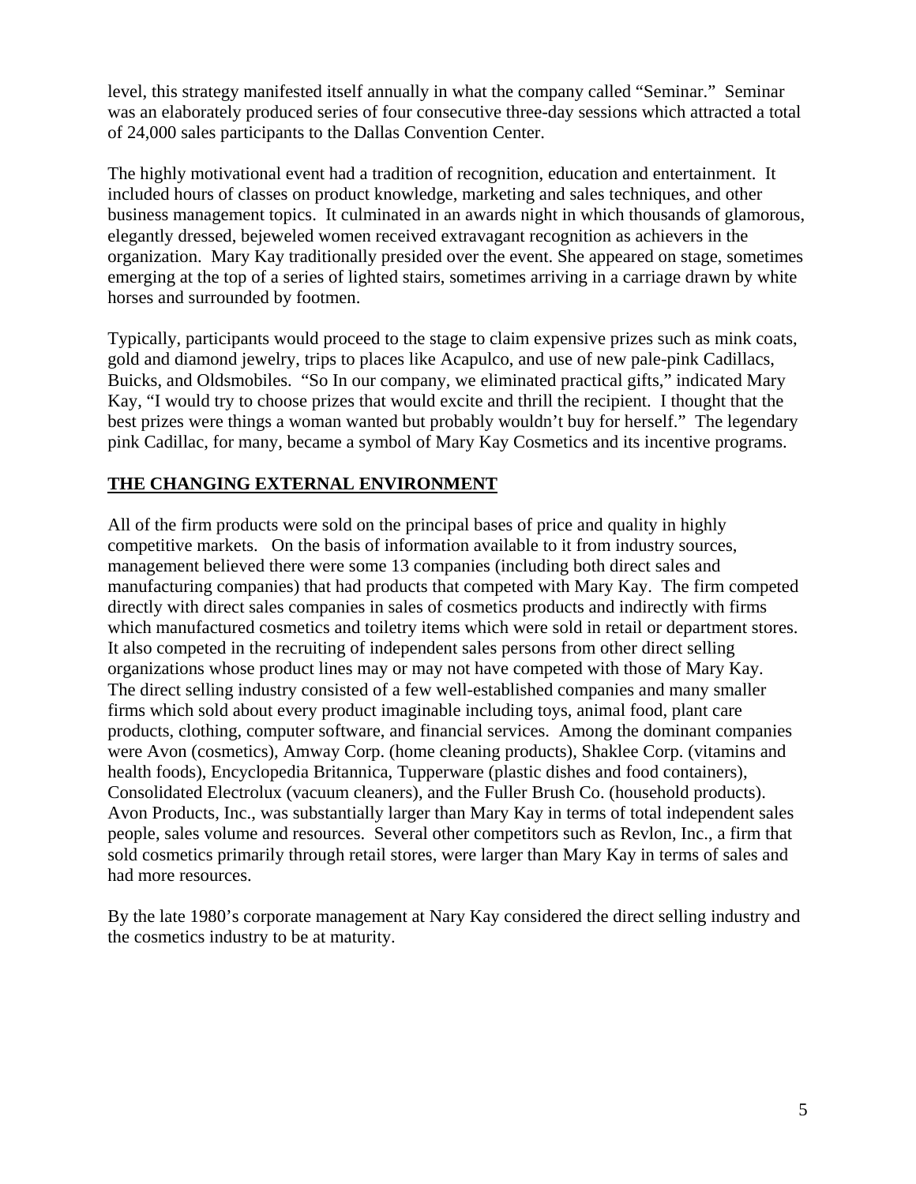level, this strategy manifested itself annually in what the company called "Seminar." Seminar was an elaborately produced series of four consecutive three-day sessions which attracted a total of 24,000 sales participants to the Dallas Convention Center.

The highly motivational event had a tradition of recognition, education and entertainment. It included hours of classes on product knowledge, marketing and sales techniques, and other business management topics. It culminated in an awards night in which thousands of glamorous, elegantly dressed, bejeweled women received extravagant recognition as achievers in the organization. Mary Kay traditionally presided over the event. She appeared on stage, sometimes emerging at the top of a series of lighted stairs, sometimes arriving in a carriage drawn by white horses and surrounded by footmen.

Typically, participants would proceed to the stage to claim expensive prizes such as mink coats, gold and diamond jewelry, trips to places like Acapulco, and use of new pale-pink Cadillacs, Buicks, and Oldsmobiles. "So In our company, we eliminated practical gifts," indicated Mary Kay, "I would try to choose prizes that would excite and thrill the recipient. I thought that the best prizes were things a woman wanted but probably wouldn't buy for herself." The legendary pink Cadillac, for many, became a symbol of Mary Kay Cosmetics and its incentive programs.

## THE CHANGING EXTERNAL ENVIRONMENT

All of the firm products were sold on the principal bases of price and quality in highly competitive markets. On the basis of information available to it from industry sources, management believed there were some 13 companies (including both direct sales and manufacturing companies) that had products that competed with Mary Kay. The firm competed directly with direct sales companies in sales of cosmetics products and indirectly with firms which manufactured cosmetics and toiletry items which were sold in retail or department stores. It also competed in the recruiting of independent sales persons from other direct selling organizations whose product lines may or may not have competed with those of Mary Kay. The direct selling industry consisted of a few well-established companies and many smaller firms which sold about every product imaginable including toys, animal food, plant care products, clothing, computer software, and financial services. Among the dominant companies were Avon (cosmetics), Amway Corp. (home cleaning products), Shaklee Corp. (vitamins and health foods), Encyclopedia Britannica, Tupperware (plastic dishes and food containers), Consolidated Electrolux (vacuum cleaners), and the Fuller Brush Co. (household products). Avon Products, Inc., was substantially larger than Mary Kay in terms of total independent sales people, sales volume and resources. Several other competitors such as Revlon, Inc., a firm that sold cosmetics primarily through retail stores, were larger than Mary Kay in terms of sales and had more resources.

By the late 1980's corporate management at Nary Kay considered the direct selling industry and the cosmetics industry to be at maturity.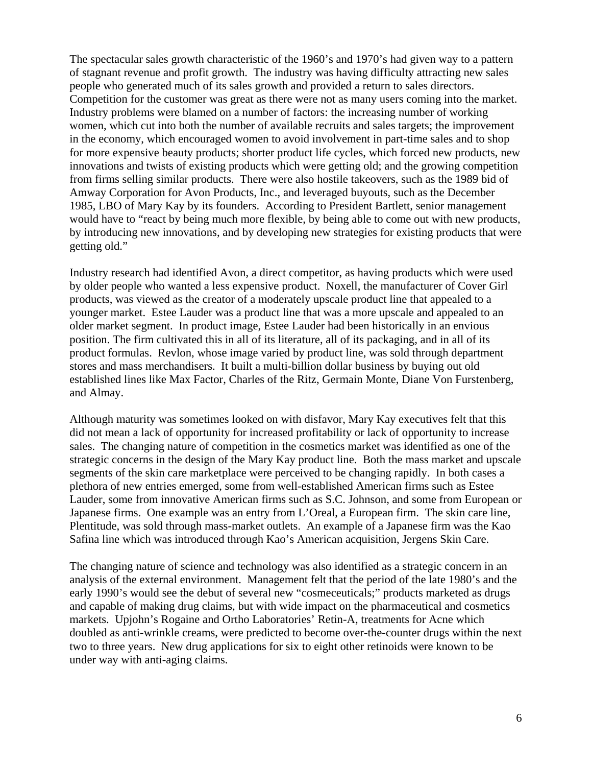The spectacular sales growth characteristic of the 1960's and 1970's had given way to a pattern of stagnant revenue and profit growth. The industry was having difficulty attracting new sales people who generated much of its sales growth and provided a return to sales directors. Competition for the customer was great as there were not as many users coming into the market. Industry problems were blamed on a number of factors: the increasing number of working women, which cut into both the number of available recruits and sales targets; the improvement in the economy, which encouraged women to avoid involvement in part-time sales and to shop for more expensive beauty products; shorter product life cycles, which forced new products, new innovations and twists of existing products which were getting old; and the growing competition from firms selling similar products. There were also hostile takeovers, such as the 1989 bid of Amway Corporation for Avon Products, Inc., and leveraged buyouts, such as the December 1985, LBO of Mary Kay by its founders. According to President Bartlett, senior management would have to "react by being much more flexible, by being able to come out with new products, by introducing new innovations, and by developing new strategies for existing products that were getting old."

Industry research had identified Avon, a direct competitor, as having products which were used by older people who wanted a less expensive product. Noxell, the manufacturer of Cover Girl products, was viewed as the creator of a moderately upscale product line that appealed to a younger market. Estee Lauder was a product line that was a more upscale and appealed to an older market segment. In product image, Estee Lauder had been historically in an envious position. The firm cultivated this in all of its literature, all of its packaging, and in all of its product formulas. Revlon, whose image varied by product line, was sold through department stores and mass merchandisers. It built a multi-billion dollar business by buying out old established lines like Max Factor, Charles of the Ritz, Germain Monte, Diane Von Furstenberg, and Almay.

Although maturity was sometimes looked on with disfavor, Mary Kay executives felt that this did not mean a lack of opportunity for increased profitability or lack of opportunity to increase sales. The changing nature of competition in the cosmetics market was identified as one of the strategic concerns in the design of the Mary Kay product line. Both the mass market and upscale segments of the skin care marketplace were perceived to be changing rapidly. In both cases a plethora of new entries emerged, some from well-established American firms such as Estee Lauder, some from innovative American firms such as S.C. Johnson, and some from European or Japanese firms. One example was an entry from L'Oreal, a European firm. The skin care line, Plentitude, was sold through mass-market outlets. An example of a Japanese firm was the Kao Safina line which was introduced through Kao's American acquisition, Jergens Skin Care.

The changing nature of science and technology was also identified as a strategic concern in an analysis of the external environment. Management felt that the period of the late 1980's and the early 1990's would see the debut of several new "cosmeceuticals;" products marketed as drugs and capable of making drug claims, but with wide impact on the pharmaceutical and cosmetics markets. Upjohn's Rogaine and Ortho Laboratories' Retin-A, treatments for Acne which doubled as anti-wrinkle creams, were predicted to become over-the-counter drugs within the next two to three years. New drug applications for six to eight other retinoids were known to be under way with anti-aging claims.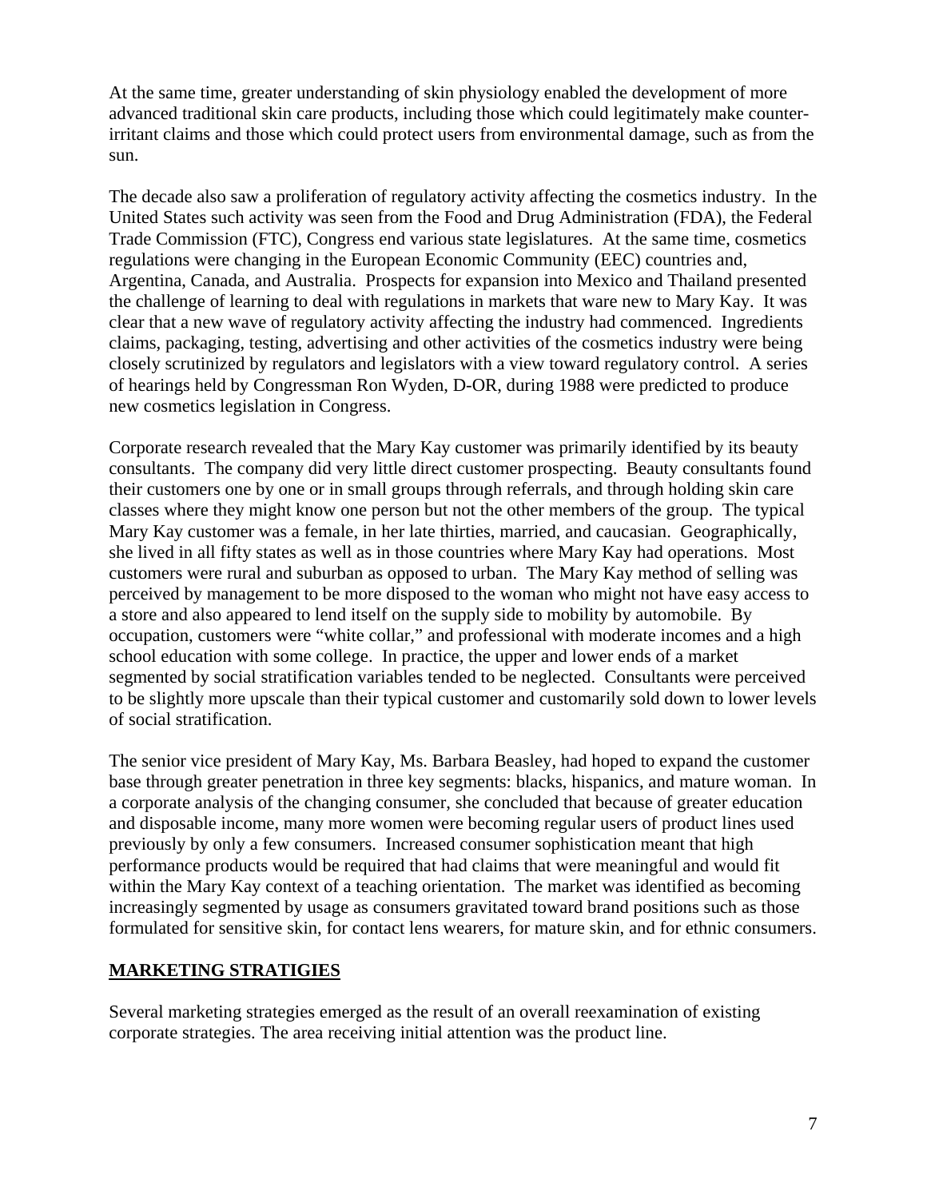At the same time, greater understanding of skin physiology enabled the development of more advanced traditional skin care products, including those which could legitimately make counter-irritant claims and those which could protect users from environmental damage, such as from the sun.

The decade also saw a proliferation of regulatory activity affecting the cosmetics industry. In the United States such activity was seen from the Food and Drug Administration (FDA), the Federal Trade Commission (FTC), Congress end various state legislatures. At the same time, cosmetics regulations were changing in the European Economic Community (EEC) countries and, Argentina, Canada, and Australia. Prospects for expansion into Mexico and Thailand presented the challenge of learning to deal with regulations in markets that ware new to Mary Kay. It was clear that a new wave of regulatory activity affecting the industry had commenced. Ingredients claims, packaging, testing, advertising and other activities of the cosmetics industry were being closely scrutinized by regulators and legislators with a view toward regulatory control. A series of hearings held by Congressman Ron Wyden, D-OR, during 1988 were predicted to produce new cosmetics legislation in Congress.

Corporate research revealed that the Mary Kay customer was primarily identified by its beauty consultants. The company did very little direct customer prospecting. Beauty consultants found their customers one by one or in small groups through referrals, and through holding skin care classes where they might know one person but not the other members of the group. The typical Mary Kay customer was a female, in her late thirties, married, and caucasian. Geographically, she lived in all fifty states as well as in those countries where Mary Kay had operations. Most customers were rural and suburban as opposed to urban. The Mary Kay method of selling was perceived by management to be more disposed to the woman who might not have easy access to a store and also appeared to lend itself on the supply side to mobility by automobile. By occupation, customers were "white collar," and professional with moderate incomes and a high school education with some college. In practice, the upper and lower ends of a market segmented by social stratification variables tended to be neglected. Consultants were perceived to be slightly more upscale than their typical customer and customarily sold down to lower levels of social stratification.

The senior vice president of Mary Kay, Ms. Barbara Beasley, had hoped to expand the customer base through greater penetration in three key segments: blacks, hispanics, and mature woman. In a corporate analysis of the changing consumer, she concluded that because of greater education and disposable income, many more women were becoming regular users of product lines used previously by only a few consumers. Increased consumer sophistication meant that high performance products would be required that had claims that were meaningful and would fit within the Mary Kay context of a teaching orientation. The market was identified as becoming increasingly segmented by usage as consumers gravitated toward brand positions such as those formulated for sensitive skin, for contact lens wearers, for mature skin, and for ethnic consumers.

## MARKETING STRATIGIES

Several marketing strategies emerged as the result of an overall reexamination of existing corporate strategies. The area receiving initial attention was the product line.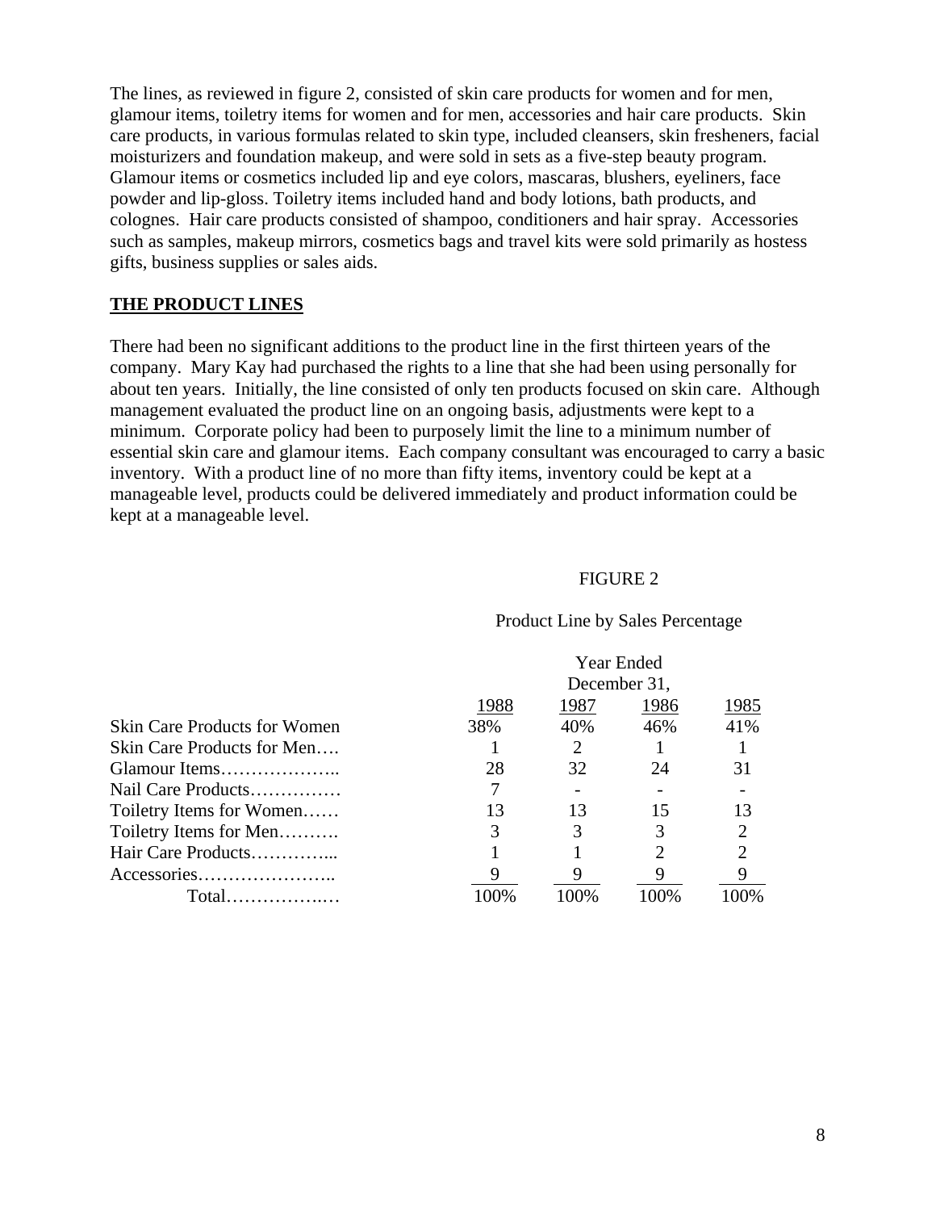The lines, as reviewed in figure 2, consisted of skin care products for women and for men, glamour items, toiletry items for women and for men, accessories and hair care products. Skin care products, in various formulas related to skin type, included cleansers, skin fresheners, facial moisturizers and foundation makeup, and were sold in sets as a five-step beauty program. Glamour items or cosmetics included lip and eye colors, mascaras, blushers, eyeliners, face powder and lip-gloss. Toiletry items included hand and body lotions, bath products, and colognes. Hair care products consisted of shampoo, conditioners and hair spray. Accessories such as samples, makeup mirrors, cosmetics bags and travel kits were sold primarily as hostess gifts, business supplies or sales aids.

## THE PRODUCT LINES

There had been no significant additions to the product line in the first thirteen years of the company. Mary Kay had purchased the rights to a line that she had been using personally for about ten years. Initially, the line consisted of only ten products focused on skin care. Although management evaluated the product line on an ongoing basis, adjustments were kept to a minimum. Corporate policy had been to purposely limit the line to a minimum number of essential skin care and glamour items. Each company consultant was encouraged to carry a basic inventory. With a product line of no more than fifty items, inventory could be kept at a manageable level, products could be delivered immediately and product information could be kept at a manageable level.

FIGURE 2

Product Line by Sales Percentage

| | Year Ended December 31, | | | |
|---|---|---|---|---|
| | 1988 | 1987 | 1986 | 1985 |
| Skin Care Products for Women | 38% | 40% | 46% | 41% |
| Skin Care Products for Men…. | 1 | 2 | 1 | 1 |
| Glamour Items……………….. | 28 | 32 | 24 | 31 |
| Nail Care Products…………… | 7 | - | - | - |
| Toiletry Items for Women…… | 13 | 13 | 15 | 13 |
| Toiletry Items for Men………. | 3 | 3 | 3 | 2 |
| Hair Care Products…………... | 1 | 1 | 2 | 2 |
| Accessories………………….. | 9 | 9 | 9 | 9 |
| Total……………….… | 100% | 100% | 100% | 100% |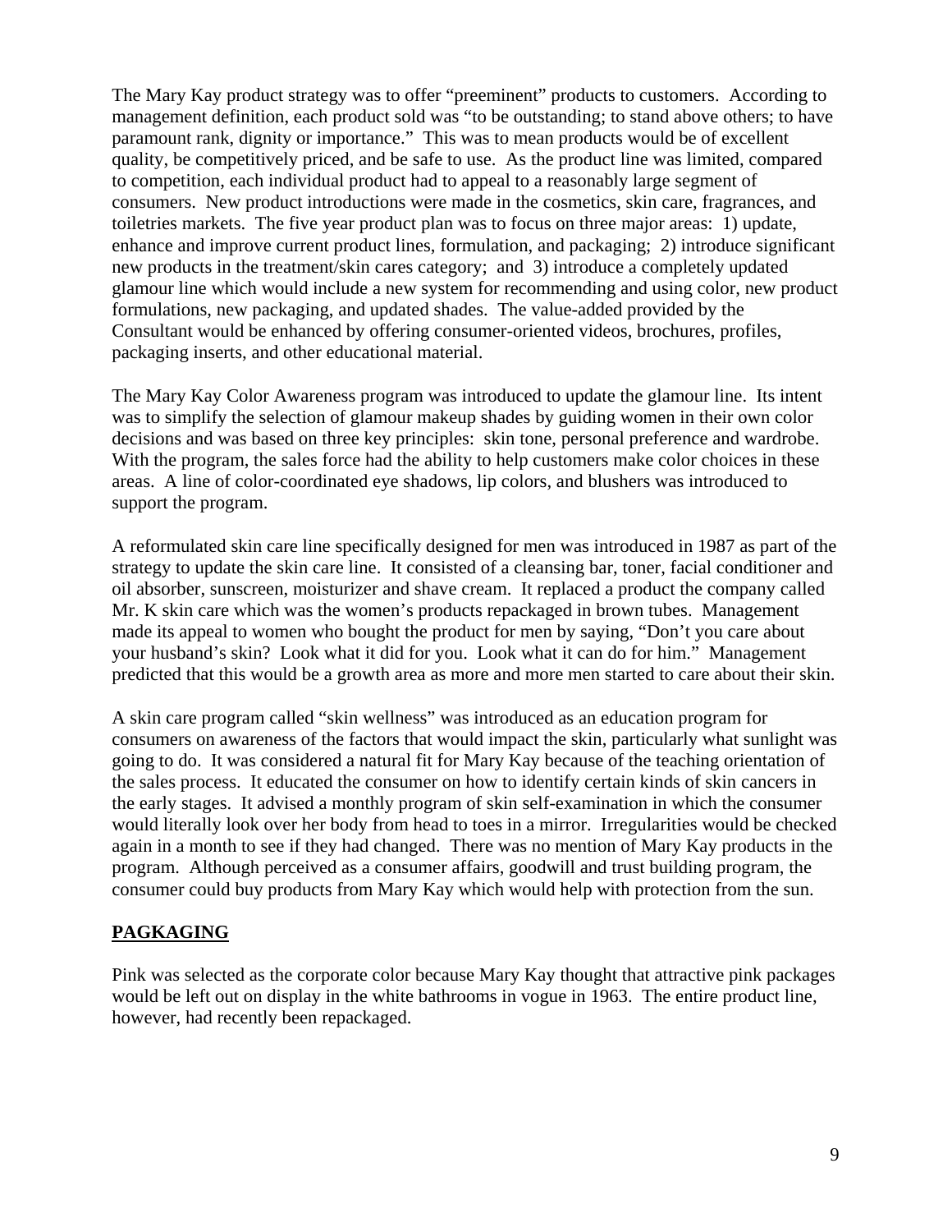The Mary Kay product strategy was to offer "preeminent" products to customers. According to management definition, each product sold was "to be outstanding; to stand above others; to have paramount rank, dignity or importance." This was to mean products would be of excellent quality, be competitively priced, and be safe to use. As the product line was limited, compared to competition, each individual product had to appeal to a reasonably large segment of consumers. New product introductions were made in the cosmetics, skin care, fragrances, and toiletries markets. The five year product plan was to focus on three major areas: 1) update, enhance and improve current product lines, formulation, and packaging; 2) introduce significant new products in the treatment/skin cares category; and 3) introduce a completely updated glamour line which would include a new system for recommending and using color, new product formulations, new packaging, and updated shades. The value-added provided by the Consultant would be enhanced by offering consumer-oriented videos, brochures, profiles, packaging inserts, and other educational material.

The Mary Kay Color Awareness program was introduced to update the glamour line. Its intent was to simplify the selection of glamour makeup shades by guiding women in their own color decisions and was based on three key principles: skin tone, personal preference and wardrobe. With the program, the sales force had the ability to help customers make color choices in these areas. A line of color-coordinated eye shadows, lip colors, and blushers was introduced to support the program.

A reformulated skin care line specifically designed for men was introduced in 1987 as part of the strategy to update the skin care line. It consisted of a cleansing bar, toner, facial conditioner and oil absorber, sunscreen, moisturizer and shave cream. It replaced a product the company called Mr. K skin care which was the women's products repackaged in brown tubes. Management made its appeal to women who bought the product for men by saying, "Don't you care about your husband's skin? Look what it did for you. Look what it can do for him." Management predicted that this would be a growth area as more and more men started to care about their skin.

A skin care program called "skin wellness" was introduced as an education program for consumers on awareness of the factors that would impact the skin, particularly what sunlight was going to do. It was considered a natural fit for Mary Kay because of the teaching orientation of the sales process. It educated the consumer on how to identify certain kinds of skin cancers in the early stages. It advised a monthly program of skin self-examination in which the consumer would literally look over her body from head to toes in a mirror. Irregularities would be checked again in a month to see if they had changed. There was no mention of Mary Kay products in the program. Although perceived as a consumer affairs, goodwill and trust building program, the consumer could buy products from Mary Kay which would help with protection from the sun.

## PAGKAGING

Pink was selected as the corporate color because Mary Kay thought that attractive pink packages would be left out on display in the white bathrooms in vogue in 1963. The entire product line, however, had recently been repackaged.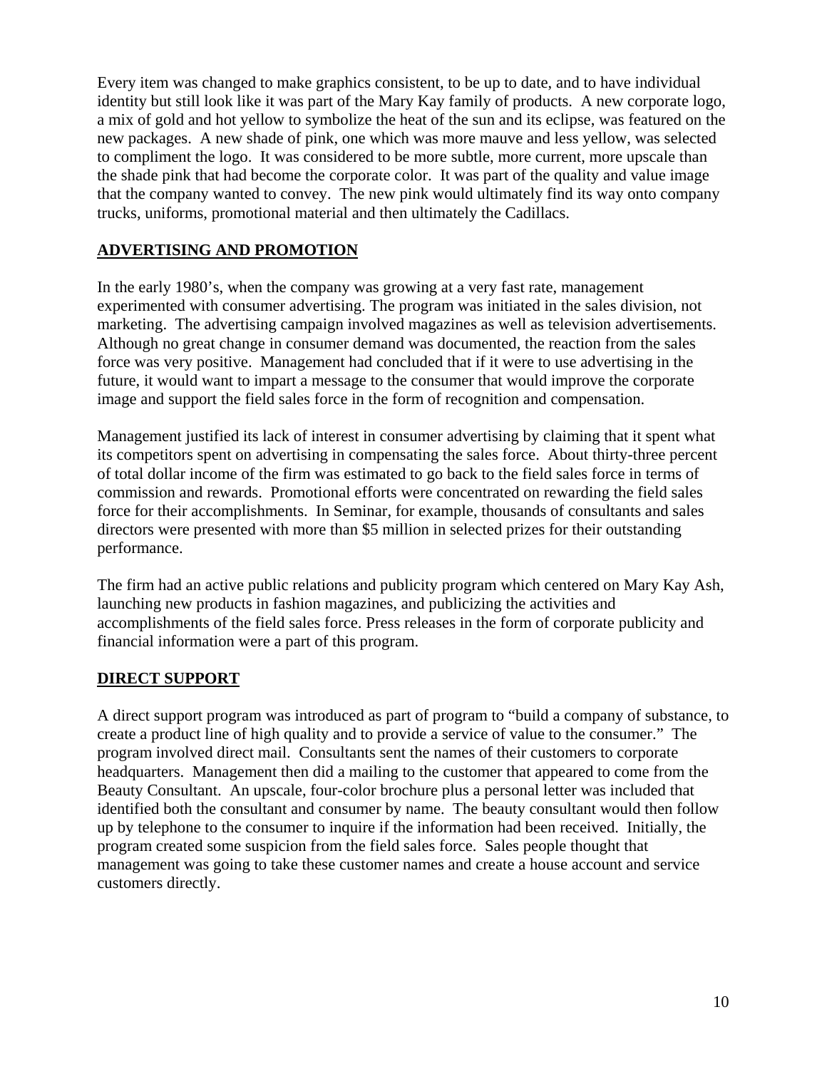Every item was changed to make graphics consistent, to be up to date, and to have individual identity but still look like it was part of the Mary Kay family of products. A new corporate logo, a mix of gold and hot yellow to symbolize the heat of the sun and its eclipse, was featured on the new packages. A new shade of pink, one which was more mauve and less yellow, was selected to compliment the logo. It was considered to be more subtle, more current, more upscale than the shade pink that had become the corporate color. It was part of the quality and value image that the company wanted to convey. The new pink would ultimately find its way onto company trucks, uniforms, promotional material and then ultimately the Cadillacs.

## ADVERTISING AND PROMOTION

In the early 1980's, when the company was growing at a very fast rate, management experimented with consumer advertising. The program was initiated in the sales division, not marketing. The advertising campaign involved magazines as well as television advertisements. Although no great change in consumer demand was documented, the reaction from the sales force was very positive. Management had concluded that if it were to use advertising in the future, it would want to impart a message to the consumer that would improve the corporate image and support the field sales force in the form of recognition and compensation.

Management justified its lack of interest in consumer advertising by claiming that it spent what its competitors spent on advertising in compensating the sales force. About thirty-three percent of total dollar income of the firm was estimated to go back to the field sales force in terms of commission and rewards. Promotional efforts were concentrated on rewarding the field sales force for their accomplishments. In Seminar, for example, thousands of consultants and sales directors were presented with more than $5 million in selected prizes for their outstanding performance.

The firm had an active public relations and publicity program which centered on Mary Kay Ash, launching new products in fashion magazines, and publicizing the activities and accomplishments of the field sales force. Press releases in the form of corporate publicity and financial information were a part of this program.

## DIRECT SUPPORT

A direct support program was introduced as part of program to "build a company of substance, to create a product line of high quality and to provide a service of value to the consumer." The program involved direct mail. Consultants sent the names of their customers to corporate headquarters. Management then did a mailing to the customer that appeared to come from the Beauty Consultant. An upscale, four-color brochure plus a personal letter was included that identified both the consultant and consumer by name. The beauty consultant would then follow up by telephone to the consumer to inquire if the information had been received. Initially, the program created some suspicion from the field sales force. Sales people thought that management was going to take these customer names and create a house account and service customers directly.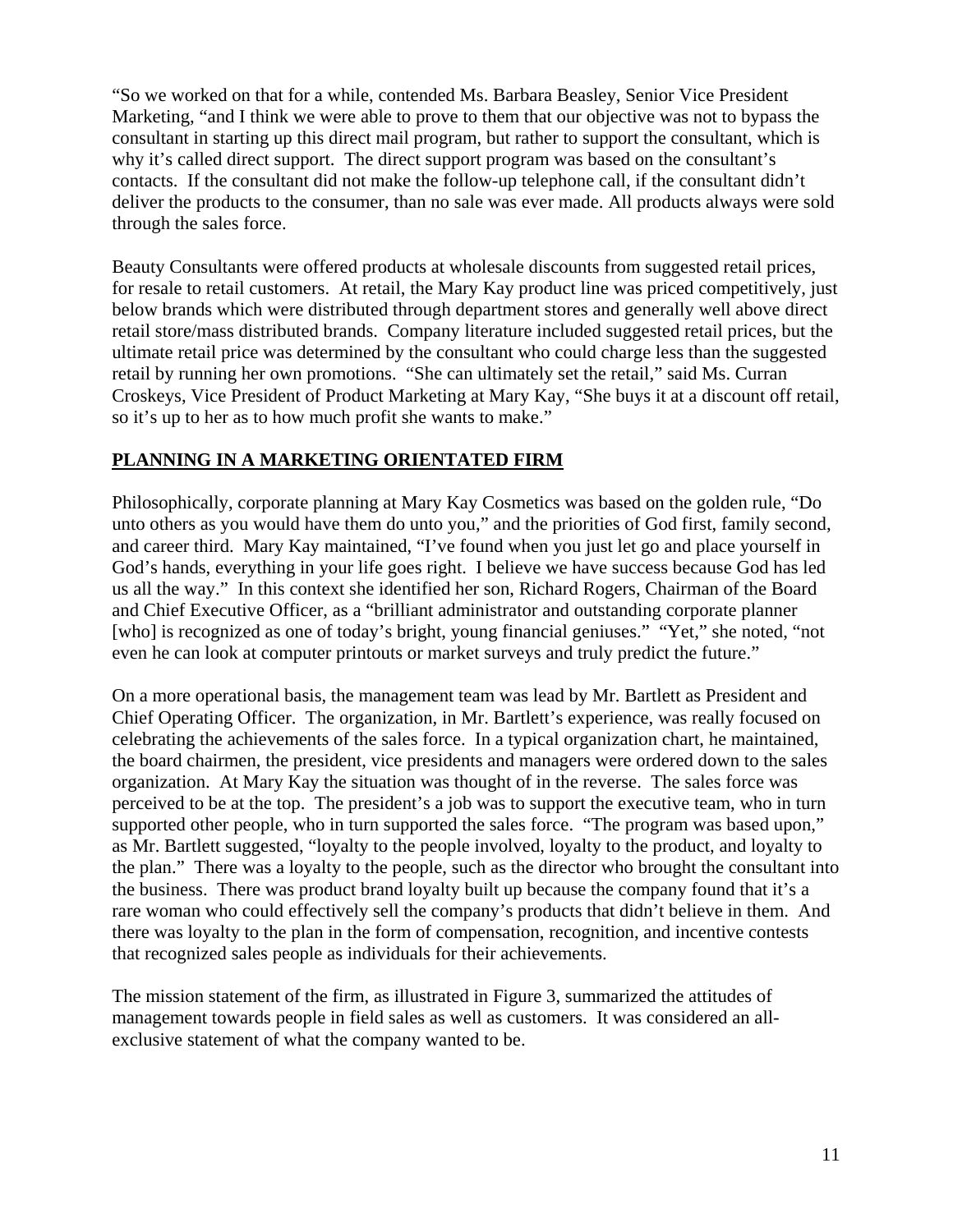"So we worked on that for a while, contended Ms. Barbara Beasley, Senior Vice President Marketing, "and I think we were able to prove to them that our objective was not to bypass the consultant in starting up this direct mail program, but rather to support the consultant, which is why it's called direct support. The direct support program was based on the consultant's contacts. If the consultant did not make the follow-up telephone call, if the consultant didn't deliver the products to the consumer, than no sale was ever made. All products always were sold through the sales force.

Beauty Consultants were offered products at wholesale discounts from suggested retail prices, for resale to retail customers. At retail, the Mary Kay product line was priced competitively, just below brands which were distributed through department stores and generally well above direct retail store/mass distributed brands. Company literature included suggested retail prices, but the ultimate retail price was determined by the consultant who could charge less than the suggested retail by running her own promotions. "She can ultimately set the retail," said Ms. Curran Croskeys, Vice President of Product Marketing at Mary Kay, "She buys it at a discount off retail, so it's up to her as to how much profit she wants to make."

## PLANNING IN A MARKETING ORIENTATED FIRM

Philosophically, corporate planning at Mary Kay Cosmetics was based on the golden rule, "Do unto others as you would have them do unto you," and the priorities of God first, family second, and career third. Mary Kay maintained, "I've found when you just let go and place yourself in God's hands, everything in your life goes right. I believe we have success because God has led us all the way." In this context she identified her son, Richard Rogers, Chairman of the Board and Chief Executive Officer, as a "brilliant administrator and outstanding corporate planner [who] is recognized as one of today's bright, young financial geniuses." "Yet," she noted, "not even he can look at computer printouts or market surveys and truly predict the future."

On a more operational basis, the management team was lead by Mr. Bartlett as President and Chief Operating Officer. The organization, in Mr. Bartlett's experience, was really focused on celebrating the achievements of the sales force. In a typical organization chart, he maintained, the board chairmen, the president, vice presidents and managers were ordered down to the sales organization. At Mary Kay the situation was thought of in the reverse. The sales force was perceived to be at the top. The president's a job was to support the executive team, who in turn supported other people, who in turn supported the sales force. "The program was based upon," as Mr. Bartlett suggested, "loyalty to the people involved, loyalty to the product, and loyalty to the plan." There was a loyalty to the people, such as the director who brought the consultant into the business. There was product brand loyalty built up because the company found that it's a rare woman who could effectively sell the company's products that didn't believe in them. And there was loyalty to the plan in the form of compensation, recognition, and incentive contests that recognized sales people as individuals for their achievements.

The mission statement of the firm, as illustrated in Figure 3, summarized the attitudes of management towards people in field sales as well as customers. It was considered an all-exclusive statement of what the company wanted to be.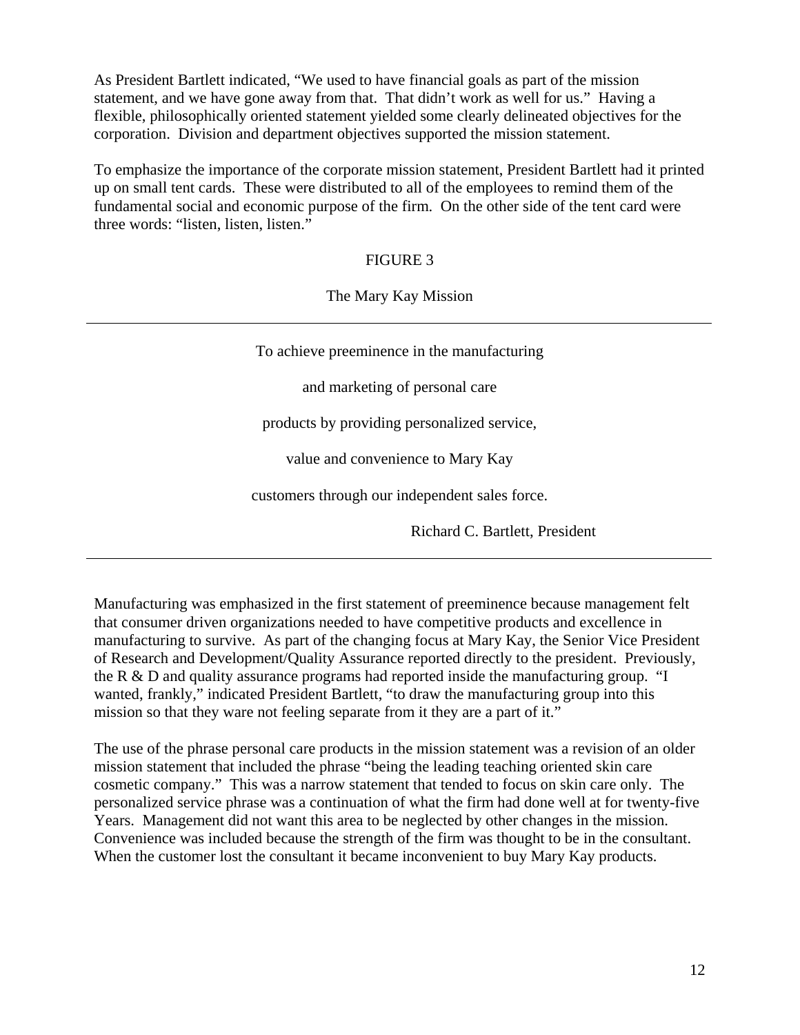As President Bartlett indicated, "We used to have financial goals as part of the mission statement, and we have gone away from that. That didn't work as well for us." Having a flexible, philosophically oriented statement yielded some clearly delineated objectives for the corporation. Division and department objectives supported the mission statement.

To emphasize the importance of the corporate mission statement, President Bartlett had it printed up on small tent cards. These were distributed to all of the employees to remind them of the fundamental social and economic purpose of the firm. On the other side of the tent card were three words: "listen, listen, listen."

FIGURE 3

The Mary Kay Mission

---

To achieve preeminence in the manufacturing

and marketing of personal care

products by providing personalized service,

value and convenience to Mary Kay

customers through our independent sales force.

Richard C. Bartlett, President

---

Manufacturing was emphasized in the first statement of preeminence because management felt that consumer driven organizations needed to have competitive products and excellence in manufacturing to survive. As part of the changing focus at Mary Kay, the Senior Vice President of Research and Development/Quality Assurance reported directly to the president. Previously, the R & D and quality assurance programs had reported inside the manufacturing group. "I wanted, frankly," indicated President Bartlett, "to draw the manufacturing group into this mission so that they ware not feeling separate from it they are a part of it."

The use of the phrase personal care products in the mission statement was a revision of an older mission statement that included the phrase "being the leading teaching oriented skin care cosmetic company." This was a narrow statement that tended to focus on skin care only. The personalized service phrase was a continuation of what the firm had done well at for twenty-five Years. Management did not want this area to be neglected by other changes in the mission. Convenience was included because the strength of the firm was thought to be in the consultant. When the customer lost the consultant it became inconvenient to buy Mary Kay products.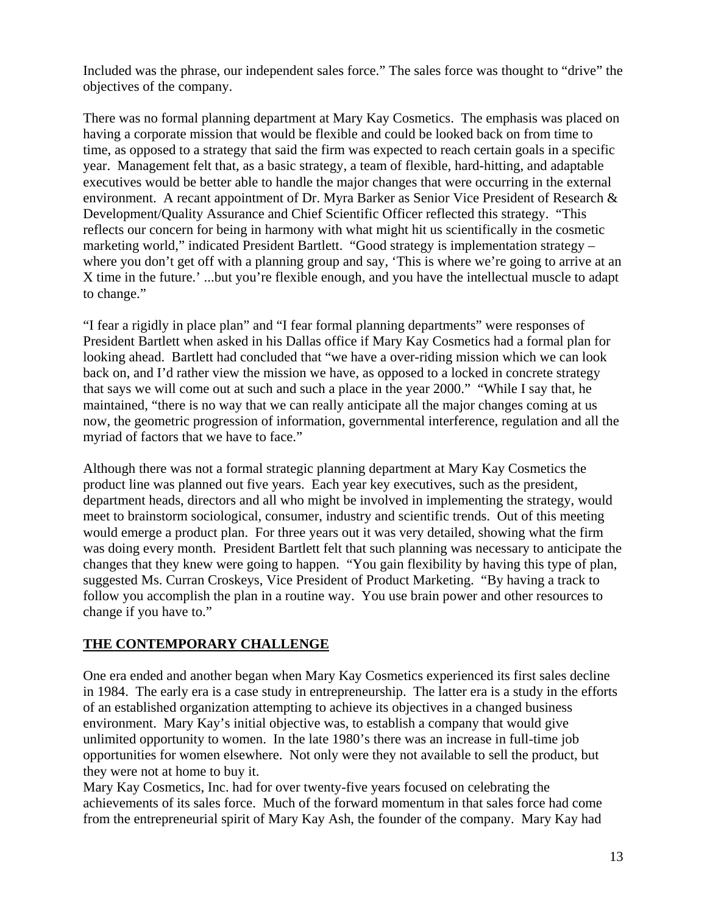Included was the phrase, our independent sales force." The sales force was thought to "drive" the objectives of the company.

There was no formal planning department at Mary Kay Cosmetics. The emphasis was placed on having a corporate mission that would be flexible and could be looked back on from time to time, as opposed to a strategy that said the firm was expected to reach certain goals in a specific year. Management felt that, as a basic strategy, a team of flexible, hard-hitting, and adaptable executives would be better able to handle the major changes that were occurring in the external environment. A recant appointment of Dr. Myra Barker as Senior Vice President of Research & Development/Quality Assurance and Chief Scientific Officer reflected this strategy. "This reflects our concern for being in harmony with what might hit us scientifically in the cosmetic marketing world," indicated President Bartlett. "Good strategy is implementation strategy – where you don't get off with a planning group and say, 'This is where we're going to arrive at an X time in the future.' ...but you're flexible enough, and you have the intellectual muscle to adapt to change."

"I fear a rigidly in place plan" and "I fear formal planning departments" were responses of President Bartlett when asked in his Dallas office if Mary Kay Cosmetics had a formal plan for looking ahead. Bartlett had concluded that "we have a over-riding mission which we can look back on, and I'd rather view the mission we have, as opposed to a locked in concrete strategy that says we will come out at such and such a place in the year 2000." "While I say that, he maintained, "there is no way that we can really anticipate all the major changes coming at us now, the geometric progression of information, governmental interference, regulation and all the myriad of factors that we have to face."

Although there was not a formal strategic planning department at Mary Kay Cosmetics the product line was planned out five years. Each year key executives, such as the president, department heads, directors and all who might be involved in implementing the strategy, would meet to brainstorm sociological, consumer, industry and scientific trends. Out of this meeting would emerge a product plan. For three years out it was very detailed, showing what the firm was doing every month. President Bartlett felt that such planning was necessary to anticipate the changes that they knew were going to happen. "You gain flexibility by having this type of plan, suggested Ms. Curran Croskeys, Vice President of Product Marketing. "By having a track to follow you accomplish the plan in a routine way. You use brain power and other resources to change if you have to."

## THE CONTEMPORARY CHALLENGE

One era ended and another began when Mary Kay Cosmetics experienced its first sales decline in 1984. The early era is a case study in entrepreneurship. The latter era is a study in the efforts of an established organization attempting to achieve its objectives in a changed business environment. Mary Kay's initial objective was, to establish a company that would give unlimited opportunity to women. In the late 1980's there was an increase in full-time job opportunities for women elsewhere. Not only were they not available to sell the product, but they were not at home to buy it.

Mary Kay Cosmetics, Inc. had for over twenty-five years focused on celebrating the achievements of its sales force. Much of the forward momentum in that sales force had come from the entrepreneurial spirit of Mary Kay Ash, the founder of the company. Mary Kay had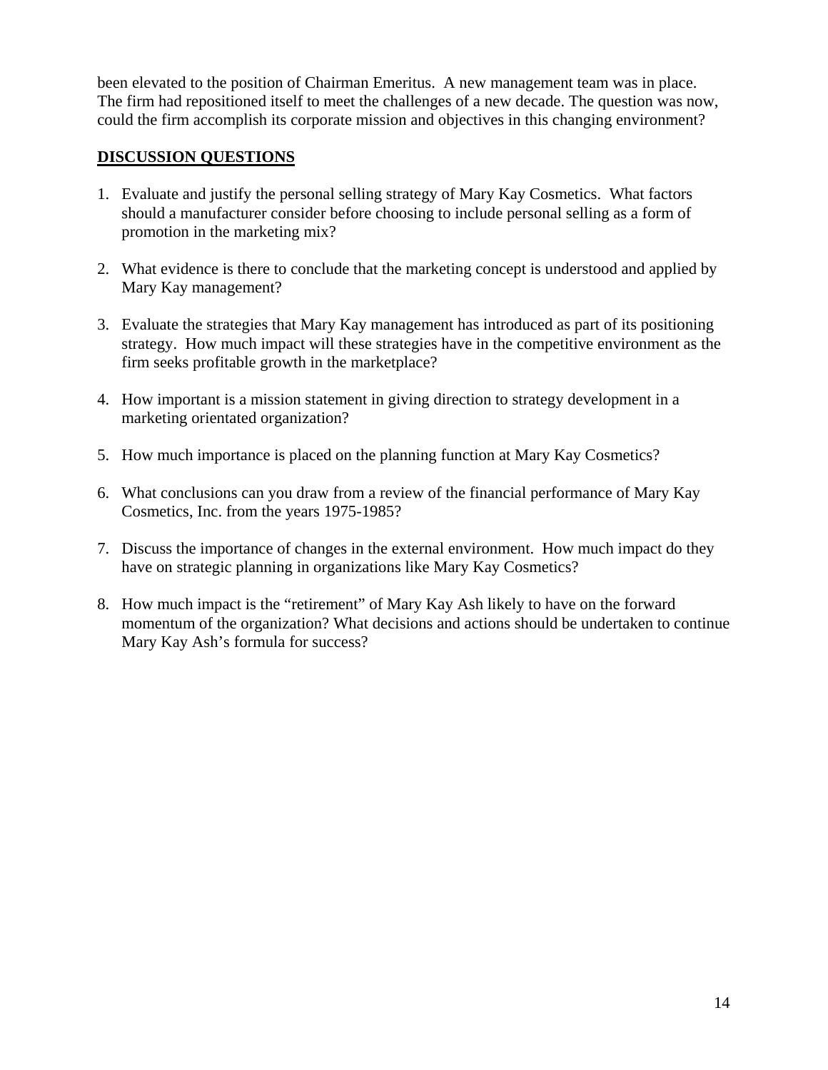been elevated to the position of Chairman Emeritus. A new management team was in place. The firm had repositioned itself to meet the challenges of a new decade. The question was now, could the firm accomplish its corporate mission and objectives in this changing environment?

## DISCUSSION QUESTIONS

1. Evaluate and justify the personal selling strategy of Mary Kay Cosmetics. What factors should a manufacturer consider before choosing to include personal selling as a form of promotion in the marketing mix?

2. What evidence is there to conclude that the marketing concept is understood and applied by Mary Kay management?

3. Evaluate the strategies that Mary Kay management has introduced as part of its positioning strategy. How much impact will these strategies have in the competitive environment as the firm seeks profitable growth in the marketplace?

4. How important is a mission statement in giving direction to strategy development in a marketing orientated organization?

5. How much importance is placed on the planning function at Mary Kay Cosmetics?

6. What conclusions can you draw from a review of the financial performance of Mary Kay Cosmetics, Inc. from the years 1975-1985?

7. Discuss the importance of changes in the external environment. How much impact do they have on strategic planning in organizations like Mary Kay Cosmetics?

8. How much impact is the "retirement" of Mary Kay Ash likely to have on the forward momentum of the organization? What decisions and actions should be undertaken to continue Mary Kay Ash's formula for success?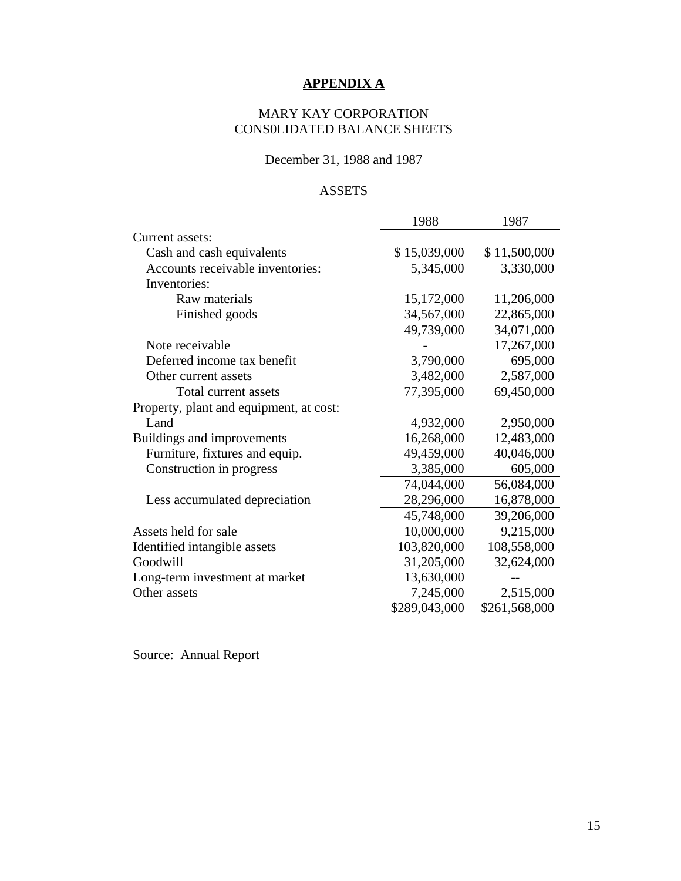**APPENDIX A**

MARY KAY CORPORATION
CONS0LIDATED BALANCE SHEETS

December 31, 1988 and 1987

ASSETS

| | 1988 | 1987 |
|---|---|---|
| Current assets: | | |
| Cash and cash equivalents | $ 15,039,000 | $ 11,500,000 |
| Accounts receivable inventories: | 5,345,000 | 3,330,000 |
| Inventories: | | |
| Raw materials | 15,172,000 | 11,206,000 |
| Finished goods | 34,567,000 | 22,865,000 |
| | 49,739,000 | 34,071,000 |
| Note receivable | - | 17,267,000 |
| Deferred income tax benefit | 3,790,000 | 695,000 |
| Other current assets | 3,482,000 | 2,587,000 |
| Total current assets | 77,395,000 | 69,450,000 |
| Property, plant and equipment, at cost: | | |
| Land | 4,932,000 | 2,950,000 |
| Buildings and improvements | 16,268,000 | 12,483,000 |
| Furniture, fixtures and equip. | 49,459,000 | 40,046,000 |
| Construction in progress | 3,385,000 | 605,000 |
| | 74,044,000 | 56,084,000 |
| Less accumulated depreciation | 28,296,000 | 16,878,000 |
| | 45,748,000 | 39,206,000 |
| Assets held for sale | 10,000,000 | 9,215,000 |
| Identified intangible assets | 103,820,000 | 108,558,000 |
| Goodwill | 31,205,000 | 32,624,000 |
| Long-term investment at market | 13,630,000 | -- |
| Other assets | 7,245,000 | 2,515,000 |
| | $289,043,000 | $261,568,000 |

Source: Annual Report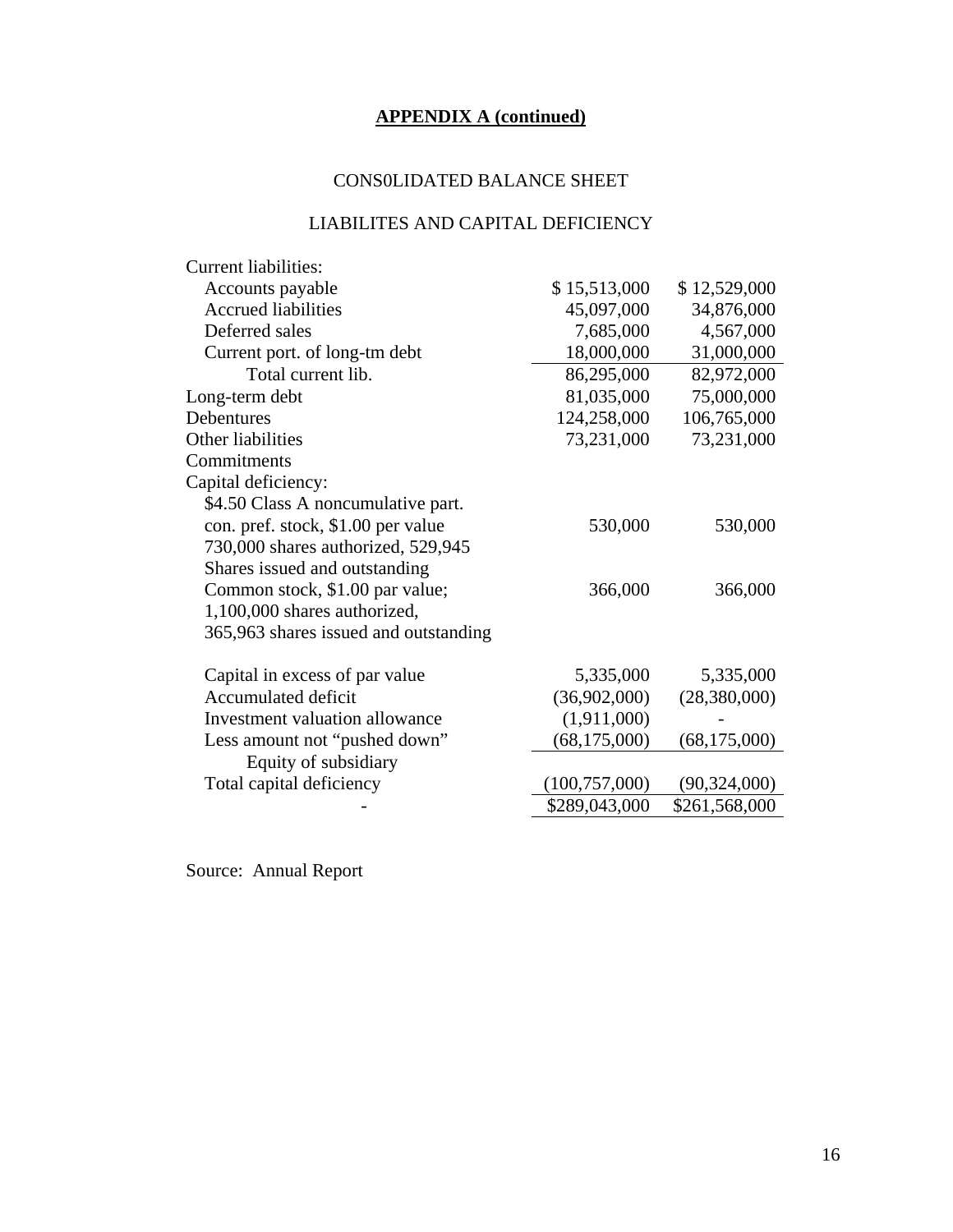**APPENDIX A (continued)**

CONS0LIDATED BALANCE SHEET

LIABILITES AND CAPITAL DEFICIENCY

| | | |
|---|---|---|
| Current liabilities: | | |
| Accounts payable | $ 15,513,000 | $ 12,529,000 |
| Accrued liabilities | 45,097,000 | 34,876,000 |
| Deferred sales | 7,685,000 | 4,567,000 |
| Current port. of long-tm debt | 18,000,000 | 31,000,000 |
| Total current lib. | 86,295,000 | 82,972,000 |
| Long-term debt | 81,035,000 | 75,000,000 |
| Debentures | 124,258,000 | 106,765,000 |
| Other liabilities | 73,231,000 | 73,231,000 |
| Commitments | | |
| Capital deficiency: | | |
| $4.50 Class A noncumulative part. con. pref. stock, $1.00 per value 730,000 shares authorized, 529,945 Shares issued and outstanding | 530,000 | 530,000 |
| Common stock, $1.00 par value; 1,100,000 shares authorized, 365,963 shares issued and outstanding | 366,000 | 366,000 |
| Capital in excess of par value | 5,335,000 | 5,335,000 |
| Accumulated deficit | (36,902,000) | (28,380,000) |
| Investment valuation allowance | (1,911,000) | - |
| Less amount not "pushed down" Equity of subsidiary | (68,175,000) | (68,175,000) |
| Total capital deficiency | (100,757,000) | (90,324,000) |
| - | $289,043,000 | $261,568,000 |

Source: Annual Report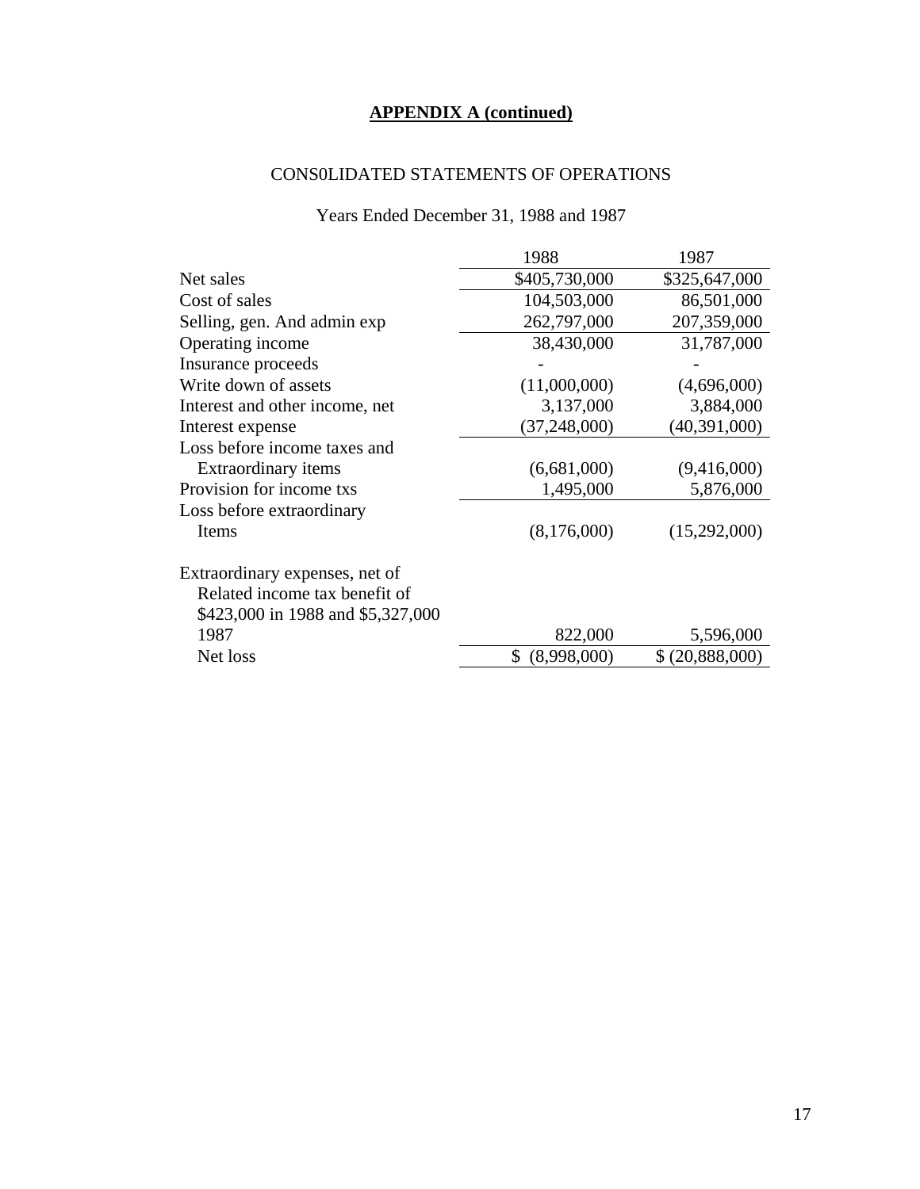**APPENDIX A (continued)**

CONS0LIDATED STATEMENTS OF OPERATIONS

Years Ended December 31, 1988 and 1987

| | 1988 | 1987 |
|---|---|---|
| Net sales | $405,730,000 | $325,647,000 |
| Cost of sales | 104,503,000 | 86,501,000 |
| Selling, gen. And admin exp | 262,797,000 | 207,359,000 |
| Operating income | 38,430,000 | 31,787,000 |
| Insurance proceeds | - | - |
| Write down of assets | (11,000,000) | (4,696,000) |
| Interest and other income, net | 3,137,000 | 3,884,000 |
| Interest expense | (37,248,000) | (40,391,000) |
| Loss before income taxes and Extraordinary items | (6,681,000) | (9,416,000) |
| Provision for income txs | 1,495,000 | 5,876,000 |
| Loss before extraordinary Items | (8,176,000) | (15,292,000) |
| Extraordinary expenses, net of Related income tax benefit of $423,000 in 1988 and $5,327,000 1987 | 822,000 | 5,596,000 |
| Net loss | $ (8,998,000) | $ (20,888,000) |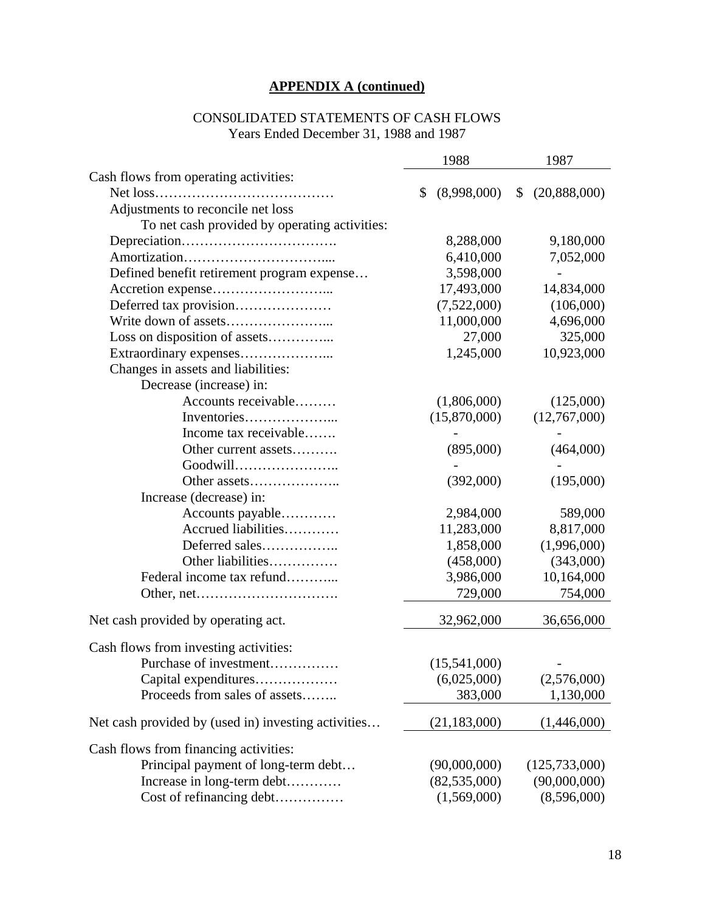## APPENDIX A (continued)

CONS0LIDATED STATEMENTS OF CASH FLOWS
Years Ended December 31, 1988 and 1987

| | 1988 | 1987 |
|---|---|---|
| Cash flows from operating activities: | | |
| Net loss…………………………………. | $ (8,998,000) | $ (20,888,000) |
| Adjustments to reconcile net loss | | |
| To net cash provided by operating activities: | | |
| Depreciation……………………………. | 8,288,000 | 9,180,000 |
| Amortization…………………………..... | 6,410,000 | 7,052,000 |
| Defined benefit retirement program expense… | 3,598,000 | - |
| Accretion expense…………………….... | 17,493,000 | 14,834,000 |
| Deferred tax provision………………… | (7,522,000) | (106,000) |
| Write down of assets…………………... | 11,000,000 | 4,696,000 |
| Loss on disposition of assets…………... | 27,000 | 325,000 |
| Extraordinary expenses………………... | 1,245,000 | 10,923,000 |
| Changes in assets and liabilities: | | |
| Decrease (increase) in: | | |
| Accounts receivable……… | (1,806,000) | (125,000) |
| Inventories………………... | (15,870,000) | (12,767,000) |
| Income tax receivable……. | - | - |
| Other current assets………. | (895,000) | (464,000) |
| Goodwill………………….. | - | - |
| Other assets……………….. | (392,000) | (195,000) |
| Increase (decrease) in: | | |
| Accounts payable………… | 2,984,000 | 589,000 |
| Accrued liabilities………… | 11,283,000 | 8,817,000 |
| Deferred sales…………….. | 1,858,000 | (1,996,000) |
| Other liabilities…………… | (458,000) | (343,000) |
| Federal income tax refund………... | 3,986,000 | 10,164,000 |
| Other, net…………………………. | 729,000 | 754,000 |
| Net cash provided by operating act. | 32,962,000 | 36,656,000 |
| Cash flows from investing activities: | | |
| Purchase of investment…………… | (15,541,000) | - |
| Capital expenditures……………… | (6,025,000) | (2,576,000) |
| Proceeds from sales of assets…….. | 383,000 | 1,130,000 |
| Net cash provided by (used in) investing activities… | (21,183,000) | (1,446,000) |
| Cash flows from financing activities: | | |
| Principal payment of long-term debt… | (90,000,000) | (125,733,000) |
| Increase in long-term debt………… | (82,535,000) | (90,000,000) |
| Cost of refinancing debt…………… | (1,569,000) | (8,596,000) |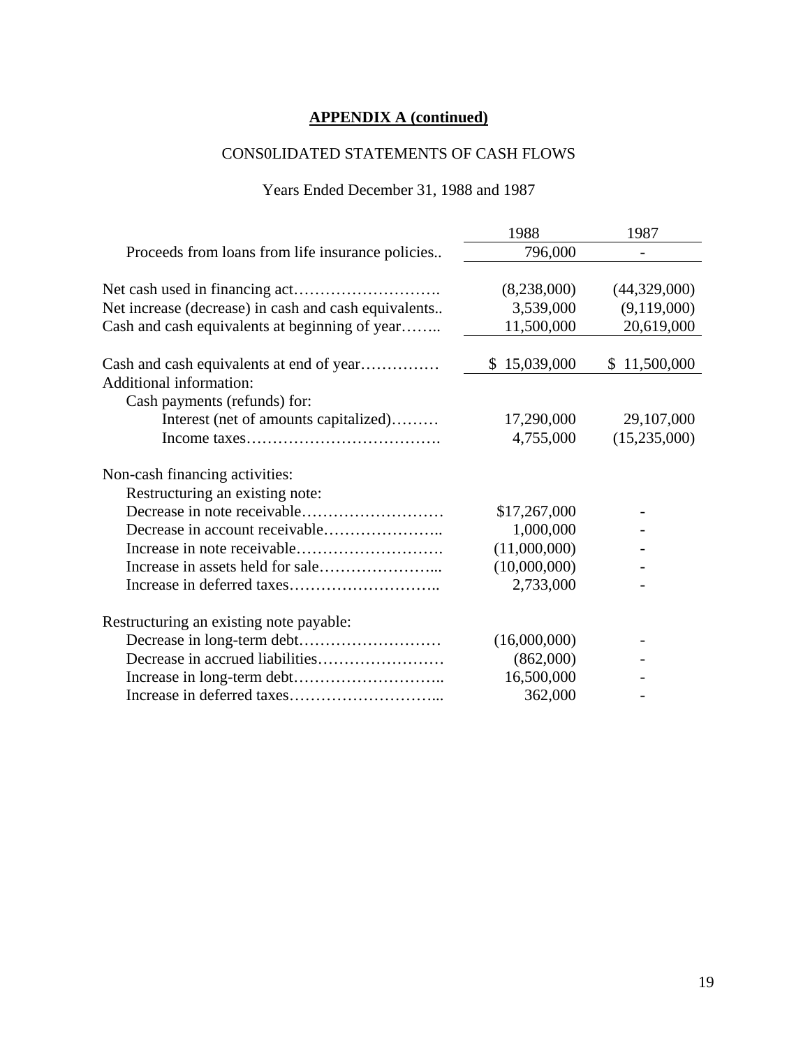**APPENDIX A (continued)**

CONS0LIDATED STATEMENTS OF CASH FLOWS

Years Ended December 31, 1988 and 1987

| | 1988 | 1987 |
|---|---|---|
| Proceeds from loans from life insurance policies.. | 796,000 | - |
| Net cash used in financing act………………………. | (8,238,000) | (44,329,000) |
| Net increase (decrease) in cash and cash equivalents.. | 3,539,000 | (9,119,000) |
| Cash and cash equivalents at beginning of year…….. | 11,500,000 | 20,619,000 |
| Cash and cash equivalents at end of year…………… | $ 15,039,000 | $ 11,500,000 |
| Additional information: | | |
| Cash payments (refunds) for: | | |
| Interest (net of amounts capitalized)……… | 17,290,000 | 29,107,000 |
| Income taxes………………………………. | 4,755,000 | (15,235,000) |
| Non-cash financing activities: | | |
| Restructuring an existing note: | | |
| Decrease in note receivable……………………… | $17,267,000 | - |
| Decrease in account receivable………………….. | 1,000,000 | - |
| Increase in note receivable………………………. | (11,000,000) | - |
| Increase in assets held for sale…………………... | (10,000,000) | - |
| Increase in deferred taxes……………………….. | 2,733,000 | - |
| Restructuring an existing note payable: | | |
| Decrease in long-term debt……………………… | (16,000,000) | - |
| Decrease in accrued liabilities…………………… | (862,000) | - |
| Increase in long-term debt……………………….. | 16,500,000 | - |
| Increase in deferred taxes………………………... | 362,000 | - |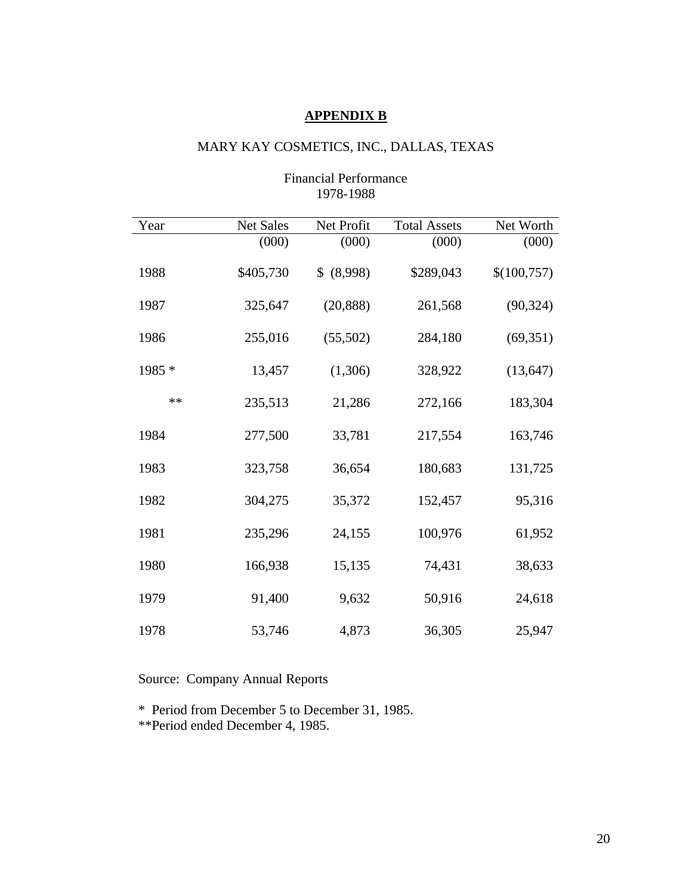## APPENDIX B

MARY KAY COSMETICS, INC., DALLAS, TEXAS

Financial Performance
1978-1988

| Year | Net Sales | Net Profit | Total Assets | Net Worth |
|---|---|---|---|---|
| | (000) | (000) | (000) | (000) |
| 1988 | $405,730 | $ (8,998) | $289,043 | $(100,757) |
| 1987 | 325,647 | (20,888) | 261,568 | (90,324) |
| 1986 | 255,016 | (55,502) | 284,180 | (69,351) |
| 1985 * | 13,457 | (1,306) | 328,922 | (13,647) |
| ** | 235,513 | 21,286 | 272,166 | 183,304 |
| 1984 | 277,500 | 33,781 | 217,554 | 163,746 |
| 1983 | 323,758 | 36,654 | 180,683 | 131,725 |
| 1982 | 304,275 | 35,372 | 152,457 | 95,316 |
| 1981 | 235,296 | 24,155 | 100,976 | 61,952 |
| 1980 | 166,938 | 15,135 | 74,431 | 38,633 |
| 1979 | 91,400 | 9,632 | 50,916 | 24,618 |
| 1978 | 53,746 | 4,873 | 36,305 | 25,947 |

Source: Company Annual Reports

* Period from December 5 to December 31, 1985.
**Period ended December 4, 1985.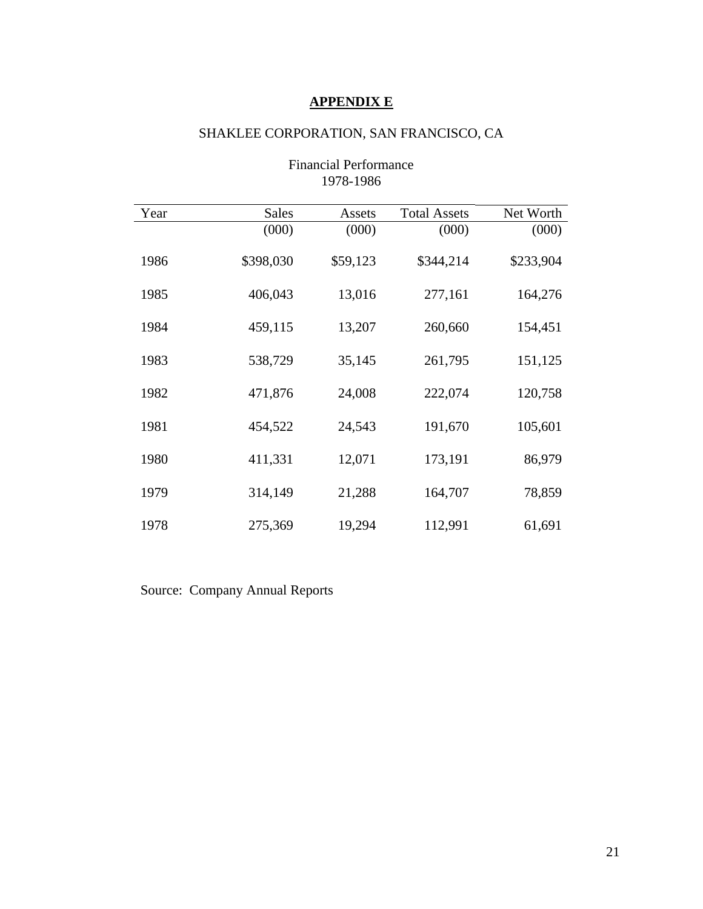# **APPENDIX E**

## SHAKLEE CORPORATION, SAN FRANCISCO, CA

### Financial Performance
### 1978-1986

| Year | Sales (000) | Assets (000) | Total Assets (000) | Net Worth (000) |
|---|---|---|---|---|
| 1986 | $398,030 | $59,123 | $344,214 | $233,904 |
| 1985 | 406,043 | 13,016 | 277,161 | 164,276 |
| 1984 | 459,115 | 13,207 | 260,660 | 154,451 |
| 1983 | 538,729 | 35,145 | 261,795 | 151,125 |
| 1982 | 471,876 | 24,008 | 222,074 | 120,758 |
| 1981 | 454,522 | 24,543 | 191,670 | 105,601 |
| 1980 | 411,331 | 12,071 | 173,191 | 86,979 |
| 1979 | 314,149 | 21,288 | 164,707 | 78,859 |
| 1978 | 275,369 | 19,294 | 112,991 | 61,691 |

Source: Company Annual Reports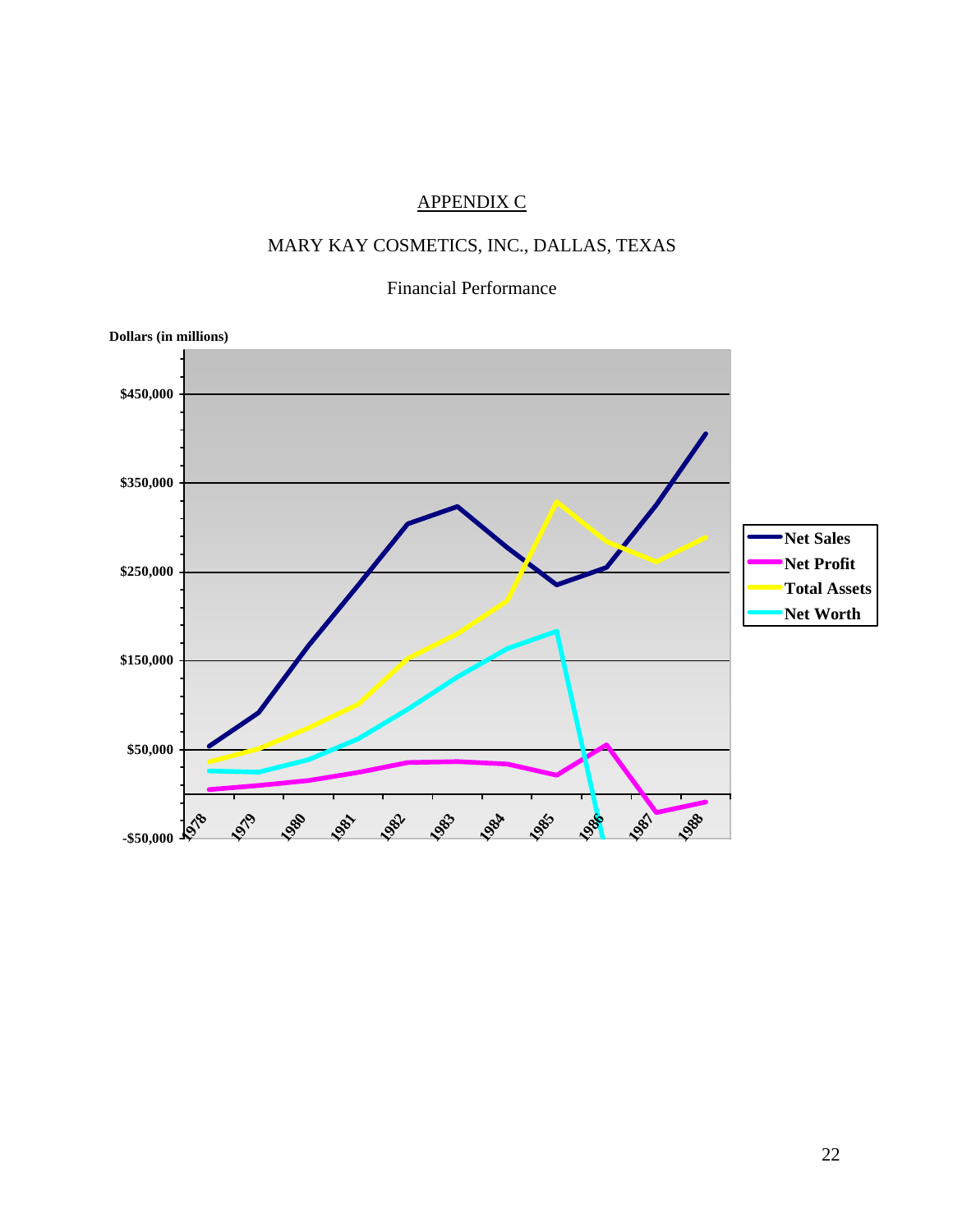APPENDIX C

MARY KAY COSMETICS, INC., DALLAS, TEXAS

Financial Performance

Dollars (in millions)

$450,000

$350,000

$250,000

$150,000

$50,000

-$50,000

1978 1979 1980 1981 1982 1983 1984 1985 1986 1987 1988

Net Sales
Net Profit
Total Assets
Net Worth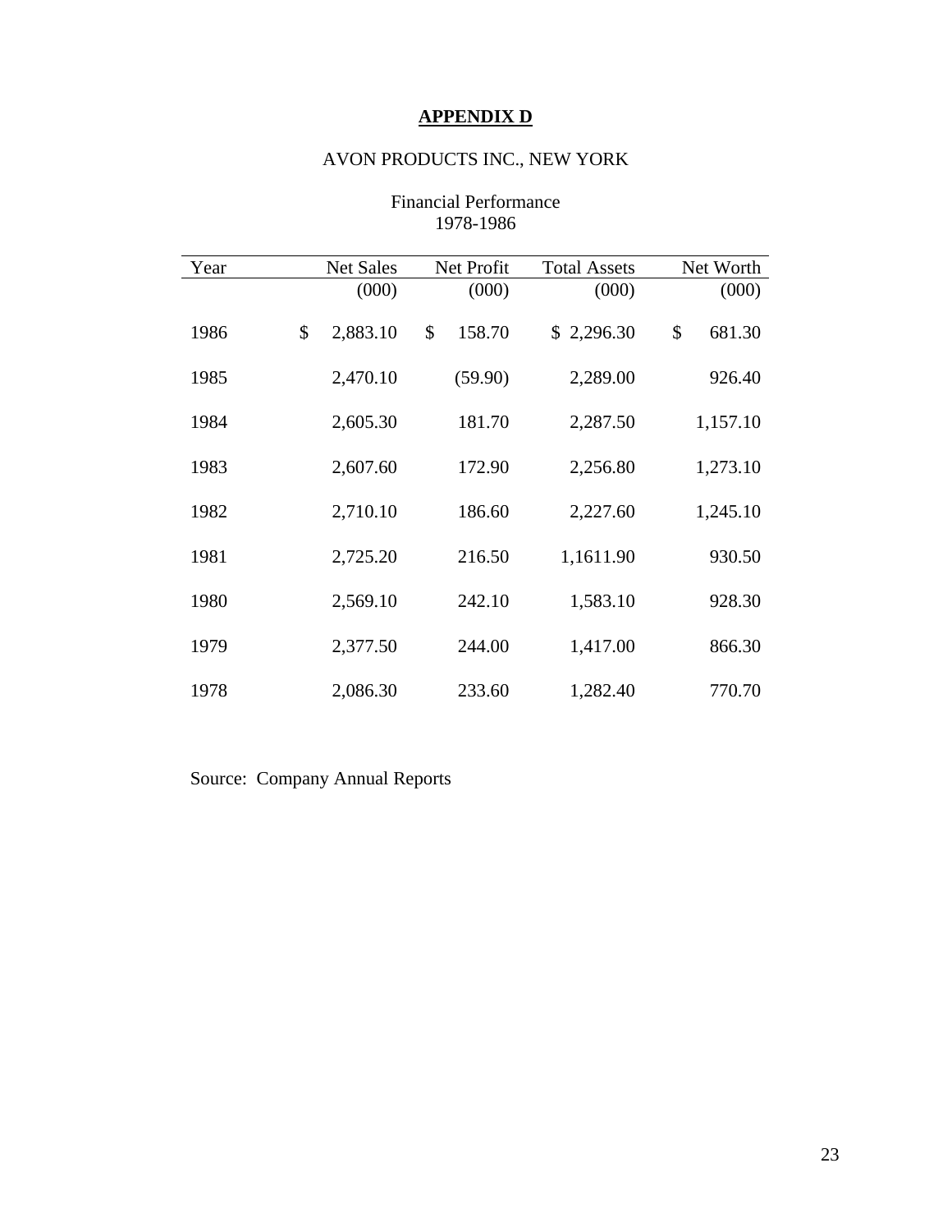**APPENDIX D**

AVON PRODUCTS INC., NEW YORK

Financial Performance
1978-1986

| Year | Net Sales | Net Profit | Total Assets | Net Worth |
|---|---|---|---|---|
| | (000) | (000) | (000) | (000) |
| 1986 | $ 2,883.10 | $ 158.70 | $ 2,296.30 | $ 681.30 |
| 1985 | 2,470.10 | (59.90) | 2,289.00 | 926.40 |
| 1984 | 2,605.30 | 181.70 | 2,287.50 | 1,157.10 |
| 1983 | 2,607.60 | 172.90 | 2,256.80 | 1,273.10 |
| 1982 | 2,710.10 | 186.60 | 2,227.60 | 1,245.10 |
| 1981 | 2,725.20 | 216.50 | 1,1611.90 | 930.50 |
| 1980 | 2,569.10 | 242.10 | 1,583.10 | 928.30 |
| 1979 | 2,377.50 | 244.00 | 1,417.00 | 866.30 |
| 1978 | 2,086.30 | 233.60 | 1,282.40 | 770.70 |

Source: Company Annual Reports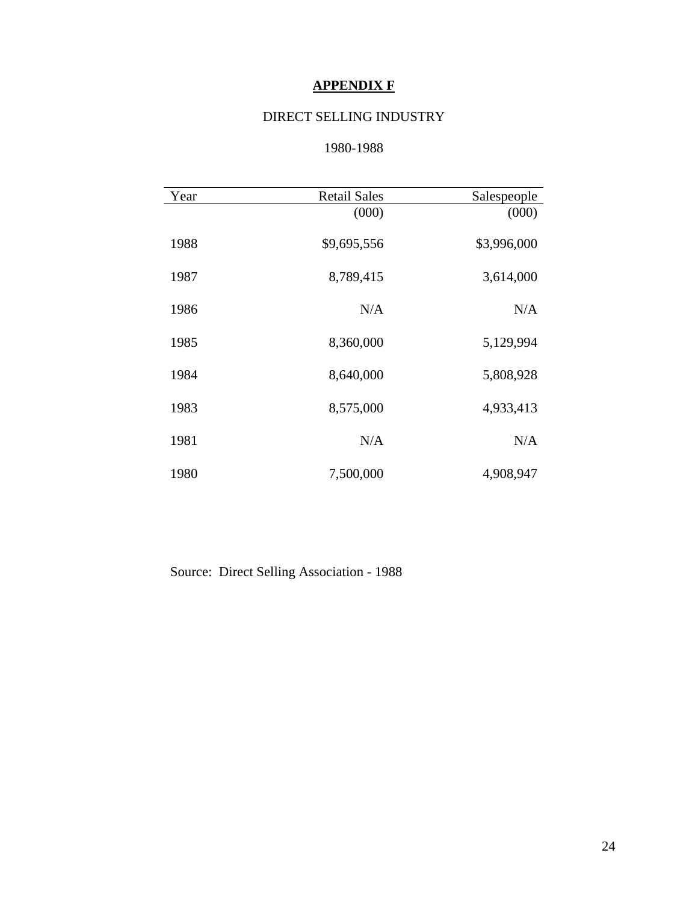**APPENDIX F**

DIRECT SELLING INDUSTRY

1980-1988

| Year | Retail Sales (000) | Salespeople (000) |
|---|---:|---:|
| 1988 | $9,695,556 | $3,996,000 |
| 1987 | 8,789,415 | 3,614,000 |
| 1986 | N/A | N/A |
| 1985 | 8,360,000 | 5,129,994 |
| 1984 | 8,640,000 | 5,808,928 |
| 1983 | 8,575,000 | 4,933,413 |
| 1981 | N/A | N/A |
| 1980 | 7,500,000 | 4,908,947 |

Source: Direct Selling Association - 1988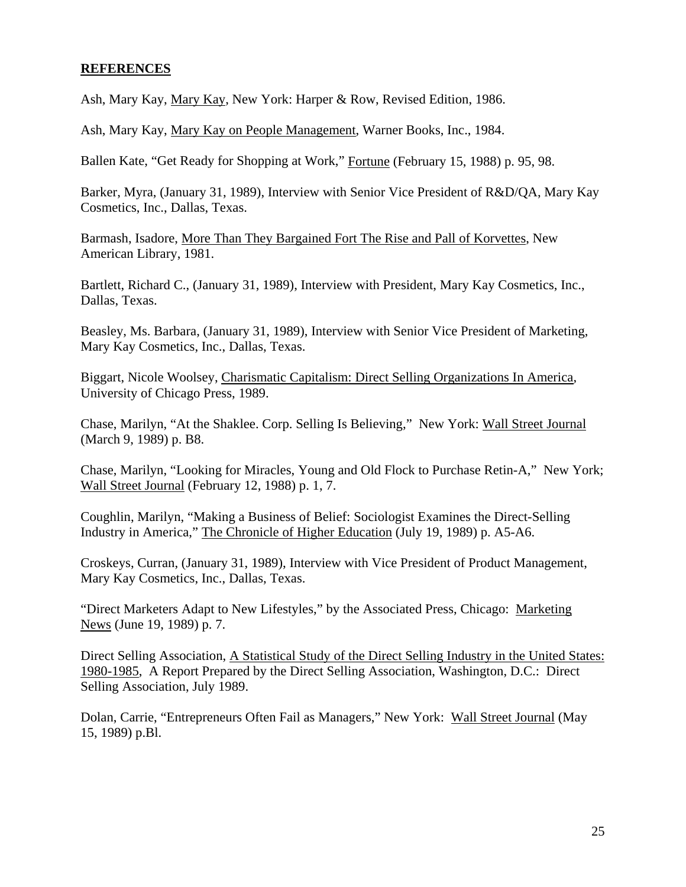**REFERENCES**

Ash, Mary Kay, Mary Kay, New York: Harper & Row, Revised Edition, 1986.

Ash, Mary Kay, Mary Kay on People Management, Warner Books, Inc., 1984.

Ballen Kate, "Get Ready for Shopping at Work," Fortune (February 15, 1988) p. 95, 98.

Barker, Myra, (January 31, 1989), Interview with Senior Vice President of R&D/QA, Mary Kay Cosmetics, Inc., Dallas, Texas.

Barmash, Isadore, More Than They Bargained Fort The Rise and Pall of Korvettes, New American Library, 1981.

Bartlett, Richard C., (January 31, 1989), Interview with President, Mary Kay Cosmetics, Inc., Dallas, Texas.

Beasley, Ms. Barbara, (January 31, 1989), Interview with Senior Vice President of Marketing, Mary Kay Cosmetics, Inc., Dallas, Texas.

Biggart, Nicole Woolsey, Charismatic Capitalism: Direct Selling Organizations In America, University of Chicago Press, 1989.

Chase, Marilyn, "At the Shaklee. Corp. Selling Is Believing," New York: Wall Street Journal (March 9, 1989) p. B8.

Chase, Marilyn, "Looking for Miracles, Young and Old Flock to Purchase Retin-A," New York; Wall Street Journal (February 12, 1988) p. 1, 7.

Coughlin, Marilyn, "Making a Business of Belief: Sociologist Examines the Direct-Selling Industry in America," The Chronicle of Higher Education (July 19, 1989) p. A5-A6.

Croskeys, Curran, (January 31, 1989), Interview with Vice President of Product Management, Mary Kay Cosmetics, Inc., Dallas, Texas.

"Direct Marketers Adapt to New Lifestyles," by the Associated Press, Chicago: Marketing News (June 19, 1989) p. 7.

Direct Selling Association, A Statistical Study of the Direct Selling Industry in the United States: 1980-1985, A Report Prepared by the Direct Selling Association, Washington, D.C.: Direct Selling Association, July 1989.

Dolan, Carrie, "Entrepreneurs Often Fail as Managers," New York: Wall Street Journal (May 15, 1989) p.Bl.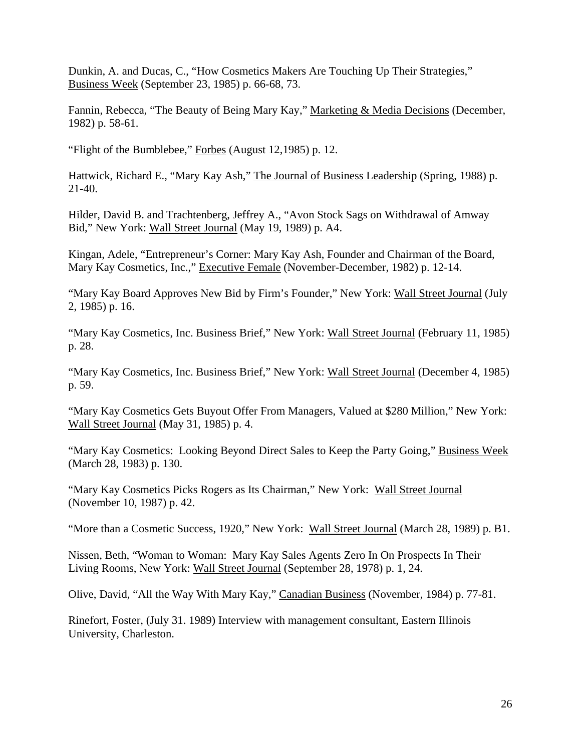Dunkin, A. and Ducas, C., “How Cosmetics Makers Are Touching Up Their Strategies,” Business Week (September 23, 1985) p. 66-68, 73.

Fannin, Rebecca, “The Beauty of Being Mary Kay,” Marketing & Media Decisions (December, 1982) p. 58-61.

“Flight of the Bumblebee,” Forbes (August 12,1985) p. 12.

Hattwick, Richard E., “Mary Kay Ash,” The Journal of Business Leadership (Spring, 1988) p. 21-40.

Hilder, David B. and Trachtenberg, Jeffrey A., “Avon Stock Sags on Withdrawal of Amway Bid,” New York: Wall Street Journal (May 19, 1989) p. A4.

Kingan, Adele, “Entrepreneur’s Corner: Mary Kay Ash, Founder and Chairman of the Board, Mary Kay Cosmetics, Inc.,” Executive Female (November-December, 1982) p. 12-14.

“Mary Kay Board Approves New Bid by Firm’s Founder,” New York: Wall Street Journal (July 2, 1985) p. 16.

“Mary Kay Cosmetics, Inc. Business Brief,” New York: Wall Street Journal (February 11, 1985) p. 28.

“Mary Kay Cosmetics, Inc. Business Brief,” New York: Wall Street Journal (December 4, 1985) p. 59.

“Mary Kay Cosmetics Gets Buyout Offer From Managers, Valued at $280 Million,” New York: Wall Street Journal (May 31, 1985) p. 4.

“Mary Kay Cosmetics: Looking Beyond Direct Sales to Keep the Party Going,” Business Week (March 28, 1983) p. 130.

“Mary Kay Cosmetics Picks Rogers as Its Chairman,” New York: Wall Street Journal (November 10, 1987) p. 42.

“More than a Cosmetic Success, 1920,” New York: Wall Street Journal (March 28, 1989) p. B1.

Nissen, Beth, “Woman to Woman: Mary Kay Sales Agents Zero In On Prospects In Their Living Rooms, New York: Wall Street Journal (September 28, 1978) p. 1, 24.

Olive, David, “All the Way With Mary Kay,” Canadian Business (November, 1984) p. 77-81.

Rinefort, Foster, (July 31. 1989) Interview with management consultant, Eastern Illinois University, Charleston.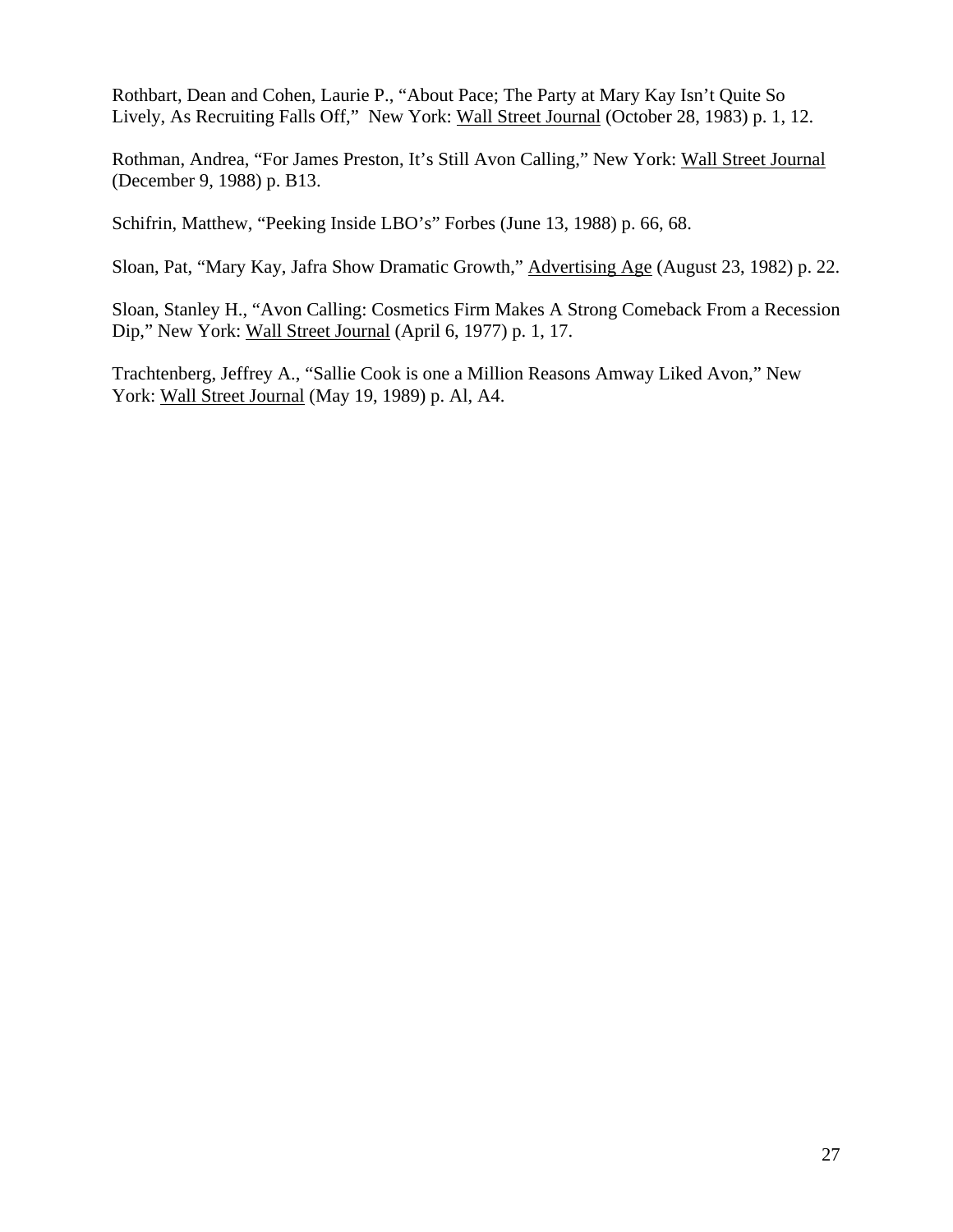Rothbart, Dean and Cohen, Laurie P., "About Pace; The Party at Mary Kay Isn't Quite So Lively, As Recruiting Falls Off," New York: <u>Wall Street Journal</u> (October 28, 1983) p. 1, 12.

Rothman, Andrea, "For James Preston, It's Still Avon Calling," New York: <u>Wall Street Journal</u> (December 9, 1988) p. B13.

Schifrin, Matthew, "Peeking Inside LBO's" Forbes (June 13, 1988) p. 66, 68.

Sloan, Pat, "Mary Kay, Jafra Show Dramatic Growth," <u>Advertising Age</u> (August 23, 1982) p. 22.

Sloan, Stanley H., "Avon Calling: Cosmetics Firm Makes A Strong Comeback From a Recession Dip," New York: <u>Wall Street Journal</u> (April 6, 1977) p. 1, 17.

Trachtenberg, Jeffrey A., "Sallie Cook is one a Million Reasons Amway Liked Avon," New York: <u>Wall Street Journal</u> (May 19, 1989) p. Al, A4.